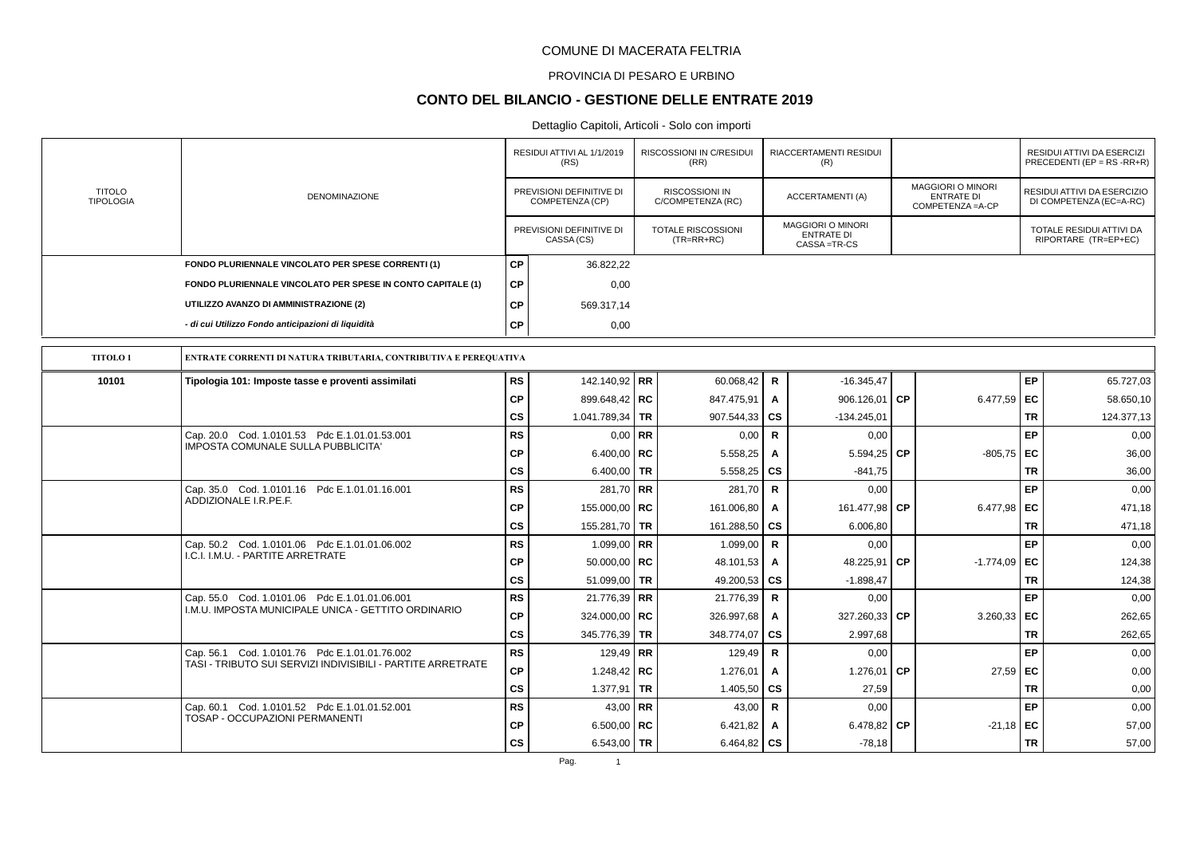COMUNE DI MACERATA FELTRIA

PROVINCIA DI PESARO E URBINO

# CONTO DEL BILANCIO - GESTIONE DELLE ENTRATE 2019

Dettaglio Capitoli, Articoli - Solo con importi

| TITOLO TIPOLOGIA | DENOMINAZIONE | | RESIDUI ATTIVI AL 1/1/2019 (RS) / PREVISIONI DEFINITIVE DI COMPETENZA (CP) / PREVISIONI DEFINITIVE DI CASSA (CS) | | RISCOSSIONI IN C/RESIDUI (RR) / RISCOSSIONI IN C/COMPETENZA (RC) / TOTALE RISCOSSIONI (TR=RR+RC) | | RIACCERTAMENTI RESIDUI (R) / ACCERTAMENTI (A) / MAGGIORI O MINORI ENTRATE DI CASSA =TR-CS | | MAGGIORI O MINORI ENTRATE DI COMPETENZA =A-CP | | RESIDUI ATTIVI DA ESERCIZI PRECEDENTI (EP = RS -RR+R) / RESIDUI ATTIVI DA ESERCIZIO DI COMPETENZA (EC=A-RC) / TOTALE RESIDUI ATTIVI DA RIPORTARE (TR=EP+EC) |
|---|---|---|---|---|---|---|---|---|---|---|---|
| | **FONDO PLURIENNALE VINCOLATO PER SPESE CORRENTI (1)** | **CP** | 36.822,22 | | | | | | | | |
| | **FONDO PLURIENNALE VINCOLATO PER SPESE IN CONTO CAPITALE (1)** | **CP** | 0,00 | | | | | | | | |
| | **UTILIZZO AVANZO DI AMMINISTRAZIONE (2)** | **CP** | 569.317,14 | | | | | | | | |
| | ***- di cui Utilizzo Fondo anticipazioni di liquidità*** | **CP** | 0,00 | | | | | | | | |
| **TITOLO 1** | **ENTRATE CORRENTI DI NATURA TRIBUTARIA, CONTRIBUTIVA E PEREQUATIVA** | | | | | | | | | | |
| **10101** | **Tipologia 101: Imposte tasse e proventi assimilati** | **RS** | 142.140,92 | **RR** | 60.068,42 | **R** | -16.345,47 | | | **EP** | 65.727,03 |
| | | **CP** | 899.648,42 | **RC** | 847.475,91 | **A** | 906.126,01 | **CP** | 6.477,59 | **EC** | 58.650,10 |
| | | **CS** | 1.041.789,34 | **TR** | 907.544,33 | **CS** | -134.245,01 | | | **TR** | 124.377,13 |
| | Cap. 20.0 Cod. 1.0101.53 Pdc E.1.01.01.53.001 IMPOSTA COMUNALE SULLA PUBBLICITA' | **RS** | 0,00 | **RR** | 0,00 | **R** | 0,00 | | | **EP** | 0,00 |
| | | **CP** | 6.400,00 | **RC** | 5.558,25 | **A** | 5.594,25 | **CP** | -805,75 | **EC** | 36,00 |
| | | **CS** | 6.400,00 | **TR** | 5.558,25 | **CS** | -841,75 | | | **TR** | 36,00 |
| | Cap. 35.0 Cod. 1.0101.16 Pdc E.1.01.01.16.001 ADDIZIONALE I.R.PE.F. | **RS** | 281,70 | **RR** | 281,70 | **R** | 0,00 | | | **EP** | 0,00 |
| | | **CP** | 155.000,00 | **RC** | 161.006,80 | **A** | 161.477,98 | **CP** | 6.477,98 | **EC** | 471,18 |
| | | **CS** | 155.281,70 | **TR** | 161.288,50 | **CS** | 6.006,80 | | | **TR** | 471,18 |
| | Cap. 50.2 Cod. 1.0101.06 Pdc E.1.01.01.06.002 I.C.I. I.M.U. - PARTITE ARRETRATE | **RS** | 1.099,00 | **RR** | 1.099,00 | **R** | 0,00 | | | **EP** | 0,00 |
| | | **CP** | 50.000,00 | **RC** | 48.101,53 | **A** | 48.225,91 | **CP** | -1.774,09 | **EC** | 124,38 |
| | | **CS** | 51.099,00 | **TR** | 49.200,53 | **CS** | -1.898,47 | | | **TR** | 124,38 |
| | Cap. 55.0 Cod. 1.0101.06 Pdc E.1.01.01.06.001 I.M.U. IMPOSTA MUNICIPALE UNICA - GETTITO ORDINARIO | **RS** | 21.776,39 | **RR** | 21.776,39 | **R** | 0,00 | | | **EP** | 0,00 |
| | | **CP** | 324.000,00 | **RC** | 326.997,68 | **A** | 327.260,33 | **CP** | 3.260,33 | **EC** | 262,65 |
| | | **CS** | 345.776,39 | **TR** | 348.774,07 | **CS** | 2.997,68 | | | **TR** | 262,65 |
| | Cap. 56.1 Cod. 1.0101.76 Pdc E.1.01.01.76.002 TASI - TRIBUTO SUI SERVIZI INDIVISIBILI - PARTITE ARRETRATE | **RS** | 129,49 | **RR** | 129,49 | **R** | 0,00 | | | **EP** | 0,00 |
| | | **CP** | 1.248,42 | **RC** | 1.276,01 | **A** | 1.276,01 | **CP** | 27,59 | **EC** | 0,00 |
| | | **CS** | 1.377,91 | **TR** | 1.405,50 | **CS** | 27,59 | | | **TR** | 0,00 |
| | Cap. 60.1 Cod. 1.0101.52 Pdc E.1.01.01.52.001 TOSAP - OCCUPAZIONI PERMANENTI | **RS** | 43,00 | **RR** | 43,00 | **R** | 0,00 | | | **EP** | 0,00 |
| | | **CP** | 6.500,00 | **RC** | 6.421,82 | **A** | 6.478,82 | **CP** | -21,18 | **EC** | 57,00 |
| | | **CS** | 6.543,00 | **TR** | 6.464,82 | **CS** | -78,18 | | | **TR** | 57,00 |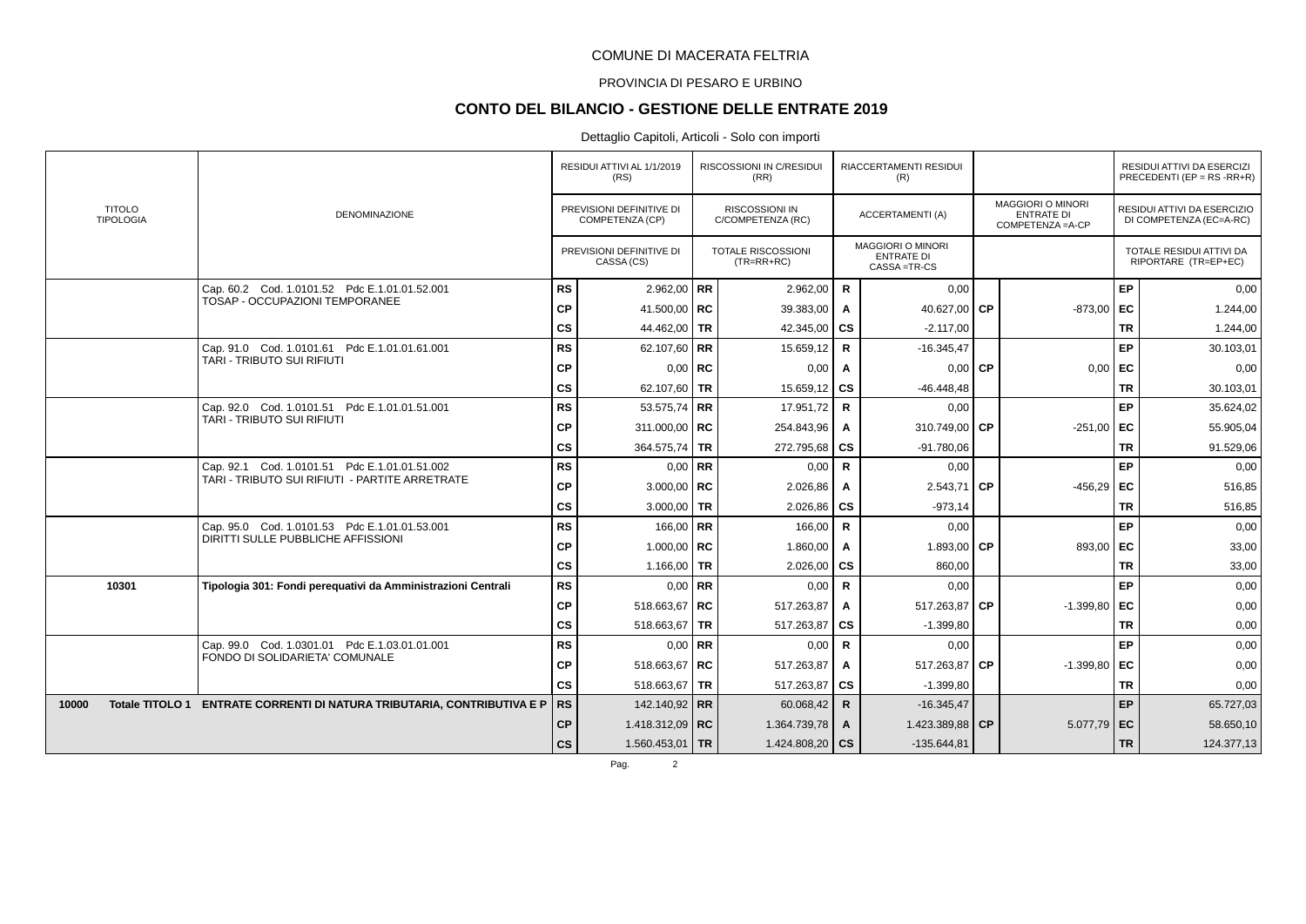COMUNE DI MACERATA FELTRIA

PROVINCIA DI PESARO E URBINO

# CONTO DEL BILANCIO - GESTIONE DELLE ENTRATE 2019

Dettaglio Capitoli, Articoli - Solo con importi

| TITOLO TIPOLOGIA | DENOMINAZIONE | | RESIDUI ATTIVI AL 1/1/2019 (RS) / PREVISIONI DEFINITIVE DI COMPETENZA (CP) / PREVISIONI DEFINITIVE DI CASSA (CS) | | RISCOSSIONI IN C/RESIDUI (RR) / RISCOSSIONI IN C/COMPETENZA (RC) / TOTALE RISCOSSIONI (TR=RR+RC) | | RIACCERTAMENTI RESIDUI (R) / ACCERTAMENTI (A) / MAGGIORI O MINORI ENTRATE DI CASSA =TR-CS | | MAGGIORI O MINORI ENTRATE DI COMPETENZA =A-CP | | RESIDUI ATTIVI DA ESERCIZI PRECEDENTI (EP = RS -RR+R) / RESIDUI ATTIVI DA ESERCIZIO DI COMPETENZA (EC=A-RC) / TOTALE RESIDUI ATTIVI DA RIPORTARE (TR=EP+EC) |
|---|---|---|---|---|---|---|---|---|---|---|---|
| | Cap. 60.2 Cod. 1.0101.52 Pdc E.1.01.01.52.001 TOSAP - OCCUPAZIONI TEMPORANEE | RS | 2.962,00 | RR | 2.962,00 | R | 0,00 | | | EP | 0,00 |
| | | CP | 41.500,00 | RC | 39.383,00 | A | 40.627,00 | CP | -873,00 | EC | 1.244,00 |
| | | CS | 44.462,00 | TR | 42.345,00 | CS | -2.117,00 | | | TR | 1.244,00 |
| | Cap. 91.0 Cod. 1.0101.61 Pdc E.1.01.01.61.001 TARI - TRIBUTO SUI RIFIUTI | RS | 62.107,60 | RR | 15.659,12 | R | -16.345,47 | | | EP | 30.103,01 |
| | | CP | 0,00 | RC | 0,00 | A | 0,00 | CP | 0,00 | EC | 0,00 |
| | | CS | 62.107,60 | TR | 15.659,12 | CS | -46.448,48 | | | TR | 30.103,01 |
| | Cap. 92.0 Cod. 1.0101.51 Pdc E.1.01.01.51.001 TARI - TRIBUTO SUI RIFIUTI | RS | 53.575,74 | RR | 17.951,72 | R | 0,00 | | | EP | 35.624,02 |
| | | CP | 311.000,00 | RC | 254.843,96 | A | 310.749,00 | CP | -251,00 | EC | 55.905,04 |
| | | CS | 364.575,74 | TR | 272.795,68 | CS | -91.780,06 | | | TR | 91.529,06 |
| | Cap. 92.1 Cod. 1.0101.51 Pdc E.1.01.01.51.002 TARI - TRIBUTO SUI RIFIUTI - PARTITE ARRETRATE | RS | 0,00 | RR | 0,00 | R | 0,00 | | | EP | 0,00 |
| | | CP | 3.000,00 | RC | 2.026,86 | A | 2.543,71 | CP | -456,29 | EC | 516,85 |
| | | CS | 3.000,00 | TR | 2.026,86 | CS | -973,14 | | | TR | 516,85 |
| | Cap. 95.0 Cod. 1.0101.53 Pdc E.1.01.01.53.001 DIRITTI SULLE PUBBLICHE AFFISSIONI | RS | 166,00 | RR | 166,00 | R | 0,00 | | | EP | 0,00 |
| | | CP | 1.000,00 | RC | 1.860,00 | A | 1.893,00 | CP | 893,00 | EC | 33,00 |
| | | CS | 1.166,00 | TR | 2.026,00 | CS | 860,00 | | | TR | 33,00 |
| **10301** | **Tipologia 301: Fondi perequativi da Amministrazioni Centrali** | RS | 0,00 | RR | 0,00 | R | 0,00 | | | EP | 0,00 |
| | | CP | 518.663,67 | RC | 517.263,87 | A | 517.263,87 | CP | -1.399,80 | EC | 0,00 |
| | | CS | 518.663,67 | TR | 517.263,87 | CS | -1.399,80 | | | TR | 0,00 |
| | Cap. 99.0 Cod. 1.0301.01 Pdc E.1.03.01.01.001 FONDO DI SOLIDARIETA' COMUNALE | RS | 0,00 | RR | 0,00 | R | 0,00 | | | EP | 0,00 |
| | | CP | 518.663,67 | RC | 517.263,87 | A | 517.263,87 | CP | -1.399,80 | EC | 0,00 |
| | | CS | 518.663,67 | TR | 517.263,87 | CS | -1.399,80 | | | TR | 0,00 |
| **10000 Totale TITOLO 1** | **ENTRATE CORRENTI DI NATURA TRIBUTARIA, CONTRIBUTIVA E P** | RS | 142.140,92 | RR | 60.068,42 | R | -16.345,47 | | | EP | 65.727,03 |
| | | CP | 1.418.312,09 | RC | 1.364.739,78 | A | 1.423.389,88 | CP | 5.077,79 | EC | 58.650,10 |
| | | CS | 1.560.453,01 | TR | 1.424.808,20 | CS | -135.644,81 | | | TR | 124.377,13 |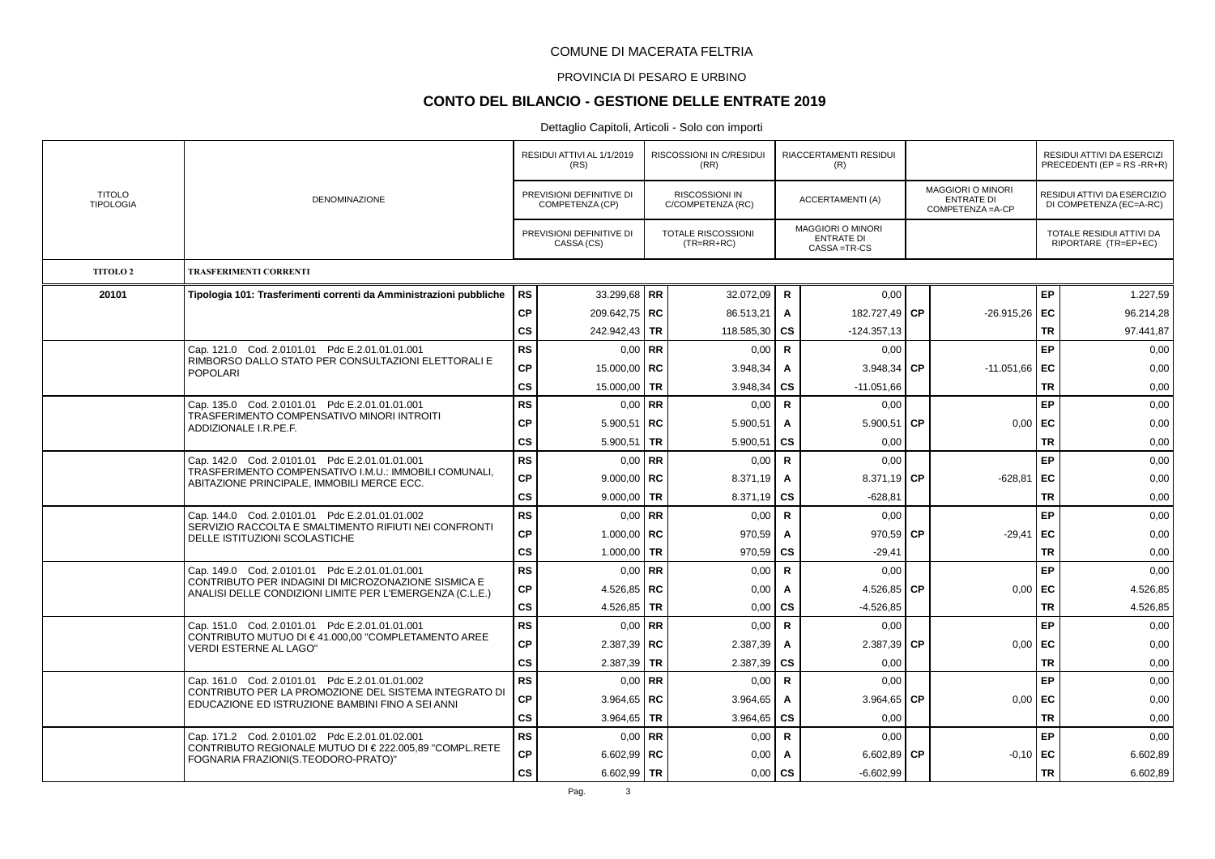COMUNE DI MACERATA FELTRIA

PROVINCIA DI PESARO E URBINO

## CONTO DEL BILANCIO - GESTIONE DELLE ENTRATE 2019

Dettaglio Capitoli, Articoli - Solo con importi

| TITOLO TIPOLOGIA | DENOMINAZIONE | | RESIDUI ATTIVI AL 1/1/2019 (RS) / PREVISIONI DEFINITIVE DI COMPETENZA (CP) / PREVISIONI DEFINITIVE DI CASSA (CS) | | RISCOSSIONI IN C/RESIDUI (RR) / RISCOSSIONI IN C/COMPETENZA (RC) / TOTALE RISCOSSIONI (TR=RR+RC) | | RIACCERTAMENTI RESIDUI (R) / ACCERTAMENTI (A) / MAGGIORI O MINORI ENTRATE DI CASSA =TR-CS | | MAGGIORI O MINORI ENTRATE DI COMPETENZA =A-CP | | RESIDUI ATTIVI DA ESERCIZI PRECEDENTI (EP = RS -RR+R) / RESIDUI ATTIVI DA ESERCIZIO DI COMPETENZA (EC=A-RC) / TOTALE RESIDUI ATTIVI DA RIPORTARE (TR=EP+EC) |
|---|---|---|---|---|---|---|---|---|---|---|---|
| **TITOLO 2** | **TRASFERIMENTI CORRENTI** | | | | | | | | | | |
| **20101** | **Tipologia 101: Trasferimenti correnti da Amministrazioni pubbliche** | **RS** | 33.299,68 | **RR** | 32.072,09 | **R** | 0,00 | | | **EP** | 1.227,59 |
| | | **CP** | 209.642,75 | **RC** | 86.513,21 | **A** | 182.727,49 | **CP** | -26.915,26 | **EC** | 96.214,28 |
| | | **CS** | 242.942,43 | **TR** | 118.585,30 | **CS** | -124.357,13 | | | **TR** | 97.441,87 |
| | Cap. 121.0 Cod. 2.0101.01 Pdc E.2.01.01.01.001 RIMBORSO DALLO STATO PER CONSULTAZIONI ELETTORALI E POPOLARI | **RS** | 0,00 | **RR** | 0,00 | **R** | 0,00 | | | **EP** | 0,00 |
| | | **CP** | 15.000,00 | **RC** | 3.948,34 | **A** | 3.948,34 | **CP** | -11.051,66 | **EC** | 0,00 |
| | | **CS** | 15.000,00 | **TR** | 3.948,34 | **CS** | -11.051,66 | | | **TR** | 0,00 |
| | Cap. 135.0 Cod. 2.0101.01 Pdc E.2.01.01.01.001 TRASFERIMENTO COMPENSATIVO MINORI INTROITI ADDIZIONALE I.R.PE.F. | **RS** | 0,00 | **RR** | 0,00 | **R** | 0,00 | | | **EP** | 0,00 |
| | | **CP** | 5.900,51 | **RC** | 5.900,51 | **A** | 5.900,51 | **CP** | 0,00 | **EC** | 0,00 |
| | | **CS** | 5.900,51 | **TR** | 5.900,51 | **CS** | 0,00 | | | **TR** | 0,00 |
| | Cap. 142.0 Cod. 2.0101.01 Pdc E.2.01.01.01.001 TRASFERIMENTO COMPENSATIVO I.M.U.: IMMOBILI COMUNALI, ABITAZIONE PRINCIPALE, IMMOBILI MERCE ECC. | **RS** | 0,00 | **RR** | 0,00 | **R** | 0,00 | | | **EP** | 0,00 |
| | | **CP** | 9.000,00 | **RC** | 8.371,19 | **A** | 8.371,19 | **CP** | -628,81 | **EC** | 0,00 |
| | | **CS** | 9.000,00 | **TR** | 8.371,19 | **CS** | -628,81 | | | **TR** | 0,00 |
| | Cap. 144.0 Cod. 2.0101.01 Pdc E.2.01.01.01.002 SERVIZIO RACCOLTA E SMALTIMENTO RIFIUTI NEI CONFRONTI DELLE ISTITUZIONI SCOLASTICHE | **RS** | 0,00 | **RR** | 0,00 | **R** | 0,00 | | | **EP** | 0,00 |
| | | **CP** | 1.000,00 | **RC** | 970,59 | **A** | 970,59 | **CP** | -29,41 | **EC** | 0,00 |
| | | **CS** | 1.000,00 | **TR** | 970,59 | **CS** | -29,41 | | | **TR** | 0,00 |
| | Cap. 149.0 Cod. 2.0101.01 Pdc E.2.01.01.01.001 CONTRIBUTO PER INDAGINI DI MICROZONAZIONE SISMICA E ANALISI DELLE CONDIZIONI LIMITE PER L'EMERGENZA (C.L.E.) | **RS** | 0,00 | **RR** | 0,00 | **R** | 0,00 | | | **EP** | 0,00 |
| | | **CP** | 4.526,85 | **RC** | 0,00 | **A** | 4.526,85 | **CP** | 0,00 | **EC** | 4.526,85 |
| | | **CS** | 4.526,85 | **TR** | 0,00 | **CS** | -4.526,85 | | | **TR** | 4.526,85 |
| | Cap. 151.0 Cod. 2.0101.01 Pdc E.2.01.01.01.001 CONTRIBUTO MUTUO DI € 41.000,00 "COMPLETAMENTO AREE VERDI ESTERNE AL LAGO" | **RS** | 0,00 | **RR** | 0,00 | **R** | 0,00 | | | **EP** | 0,00 |
| | | **CP** | 2.387,39 | **RC** | 2.387,39 | **A** | 2.387,39 | **CP** | 0,00 | **EC** | 0,00 |
| | | **CS** | 2.387,39 | **TR** | 2.387,39 | **CS** | 0,00 | | | **TR** | 0,00 |
| | Cap. 161.0 Cod. 2.0101.01 Pdc E.2.01.01.01.002 CONTRIBUTO PER LA PROMOZIONE DEL SISTEMA INTEGRATO DI EDUCAZIONE ED ISTRUZIONE BAMBINI FINO A SEI ANNI | **RS** | 0,00 | **RR** | 0,00 | **R** | 0,00 | | | **EP** | 0,00 |
| | | **CP** | 3.964,65 | **RC** | 3.964,65 | **A** | 3.964,65 | **CP** | 0,00 | **EC** | 0,00 |
| | | **CS** | 3.964,65 | **TR** | 3.964,65 | **CS** | 0,00 | | | **TR** | 0,00 |
| | Cap. 171.2 Cod. 2.0101.02 Pdc E.2.01.01.02.001 CONTRIBUTO REGIONALE MUTUO DI € 222.005,89 "COMPL.RETE FOGNARIA FRAZIONI(S.TEODORO-PRATO)" | **RS** | 0,00 | **RR** | 0,00 | **R** | 0,00 | | | **EP** | 0,00 |
| | | **CP** | 6.602,99 | **RC** | 0,00 | **A** | 6.602,89 | **CP** | -0,10 | **EC** | 6.602,89 |
| | | **CS** | 6.602,99 | **TR** | 0,00 | **CS** | -6.602,99 | | | **TR** | 6.602,89 |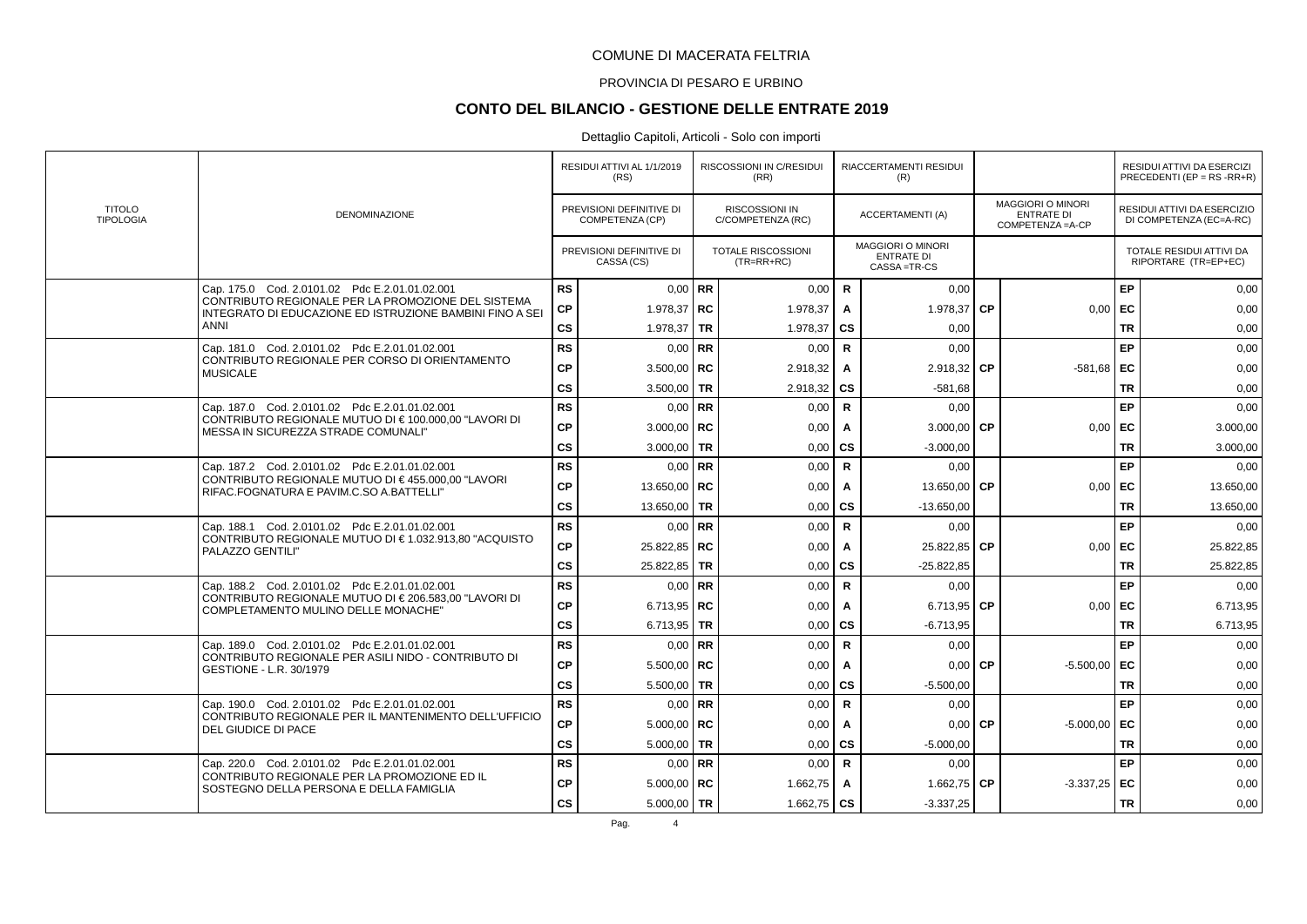COMUNE DI MACERATA FELTRIA

PROVINCIA DI PESARO E URBINO

## CONTO DEL BILANCIO - GESTIONE DELLE ENTRATE 2019

Dettaglio Capitoli, Articoli - Solo con importi

| TITOLO TIPOLOGIA | DENOMINAZIONE | | RESIDUI ATTIVI AL 1/1/2019 (RS) / PREVISIONI DEFINITIVE DI COMPETENZA (CP) / PREVISIONI DEFINITIVE DI CASSA (CS) | | RISCOSSIONI IN C/RESIDUI (RR) / RISCOSSIONI IN C/COMPETENZA (RC) / TOTALE RISCOSSIONI (TR=RR+RC) | | RIACCERTAMENTI RESIDUI (R) / ACCERTAMENTI (A) / MAGGIORI O MINORI ENTRATE DI CASSA =TR-CS | | MAGGIORI O MINORI ENTRATE DI COMPETENZA =A-CP | | RESIDUI ATTIVI DA ESERCIZI PRECEDENTI (EP = RS -RR+R) / RESIDUI ATTIVI DA ESERCIZIO DI COMPETENZA (EC=A-RC) / TOTALE RESIDUI ATTIVI DA RIPORTARE (TR=EP+EC) |
|---|---|---|---|---|---|---|---|---|---|---|---|
| | Cap. 175.0 Cod. 2.0101.02 Pdc E.2.01.01.02.001 CONTRIBUTO REGIONALE PER LA PROMOZIONE DEL SISTEMA INTEGRATO DI EDUCAZIONE ED ISTRUZIONE BAMBINI FINO A SEI ANNI | RS | 0,00 | RR | 0,00 | R | 0,00 | | | EP | 0,00 |
| | | CP | 1.978,37 | RC | 1.978,37 | A | 1.978,37 | CP | 0,00 | EC | 0,00 |
| | | CS | 1.978,37 | TR | 1.978,37 | CS | 0,00 | | | TR | 0,00 |
| | Cap. 181.0 Cod. 2.0101.02 Pdc E.2.01.01.02.001 CONTRIBUTO REGIONALE PER CORSO DI ORIENTAMENTO MUSICALE | RS | 0,00 | RR | 0,00 | R | 0,00 | | | EP | 0,00 |
| | | CP | 3.500,00 | RC | 2.918,32 | A | 2.918,32 | CP | -581,68 | EC | 0,00 |
| | | CS | 3.500,00 | TR | 2.918,32 | CS | -581,68 | | | TR | 0,00 |
| | Cap. 187.0 Cod. 2.0101.02 Pdc E.2.01.01.02.001 CONTRIBUTO REGIONALE MUTUO DI € 100.000,00 "LAVORI DI MESSA IN SICUREZZA STRADE COMUNALI" | RS | 0,00 | RR | 0,00 | R | 0,00 | | | EP | 0,00 |
| | | CP | 3.000,00 | RC | 0,00 | A | 3.000,00 | CP | 0,00 | EC | 3.000,00 |
| | | CS | 3.000,00 | TR | 0,00 | CS | -3.000,00 | | | TR | 3.000,00 |
| | Cap. 187.2 Cod. 2.0101.02 Pdc E.2.01.01.02.001 CONTRIBUTO REGIONALE MUTUO DI € 455.000,00 "LAVORI RIFAC.FOGNATURA E PAVIM.C.SO A.BATTELLI" | RS | 0,00 | RR | 0,00 | R | 0,00 | | | EP | 0,00 |
| | | CP | 13.650,00 | RC | 0,00 | A | 13.650,00 | CP | 0,00 | EC | 13.650,00 |
| | | CS | 13.650,00 | TR | 0,00 | CS | -13.650,00 | | | TR | 13.650,00 |
| | Cap. 188.1 Cod. 2.0101.02 Pdc E.2.01.01.02.001 CONTRIBUTO REGIONALE MUTUO DI € 1.032.913,80 "ACQUISTO PALAZZO GENTILI" | RS | 0,00 | RR | 0,00 | R | 0,00 | | | EP | 0,00 |
| | | CP | 25.822,85 | RC | 0,00 | A | 25.822,85 | CP | 0,00 | EC | 25.822,85 |
| | | CS | 25.822,85 | TR | 0,00 | CS | -25.822,85 | | | TR | 25.822,85 |
| | Cap. 188.2 Cod. 2.0101.02 Pdc E.2.01.01.02.001 CONTRIBUTO REGIONALE MUTUO DI € 206.583,00 "LAVORI DI COMPLETAMENTO MULINO DELLE MONACHE" | RS | 0,00 | RR | 0,00 | R | 0,00 | | | EP | 0,00 |
| | | CP | 6.713,95 | RC | 0,00 | A | 6.713,95 | CP | 0,00 | EC | 6.713,95 |
| | | CS | 6.713,95 | TR | 0,00 | CS | -6.713,95 | | | TR | 6.713,95 |
| | Cap. 189.0 Cod. 2.0101.02 Pdc E.2.01.01.02.001 CONTRIBUTO REGIONALE PER ASILI NIDO - CONTRIBUTO DI GESTIONE - L.R. 30/1979 | RS | 0,00 | RR | 0,00 | R | 0,00 | | | EP | 0,00 |
| | | CP | 5.500,00 | RC | 0,00 | A | 0,00 | CP | -5.500,00 | EC | 0,00 |
| | | CS | 5.500,00 | TR | 0,00 | CS | -5.500,00 | | | TR | 0,00 |
| | Cap. 190.0 Cod. 2.0101.02 Pdc E.2.01.01.02.001 CONTRIBUTO REGIONALE PER IL MANTENIMENTO DELL'UFFICIO DEL GIUDICE DI PACE | RS | 0,00 | RR | 0,00 | R | 0,00 | | | EP | 0,00 |
| | | CP | 5.000,00 | RC | 0,00 | A | 0,00 | CP | -5.000,00 | EC | 0,00 |
| | | CS | 5.000,00 | TR | 0,00 | CS | -5.000,00 | | | TR | 0,00 |
| | Cap. 220.0 Cod. 2.0101.02 Pdc E.2.01.01.02.001 CONTRIBUTO REGIONALE PER LA PROMOZIONE ED IL SOSTEGNO DELLA PERSONA E DELLA FAMIGLIA | RS | 0,00 | RR | 0,00 | R | 0,00 | | | EP | 0,00 |
| | | CP | 5.000,00 | RC | 1.662,75 | A | 1.662,75 | CP | -3.337,25 | EC | 0,00 |
| | | CS | 5.000,00 | TR | 1.662,75 | CS | -3.337,25 | | | TR | 0,00 |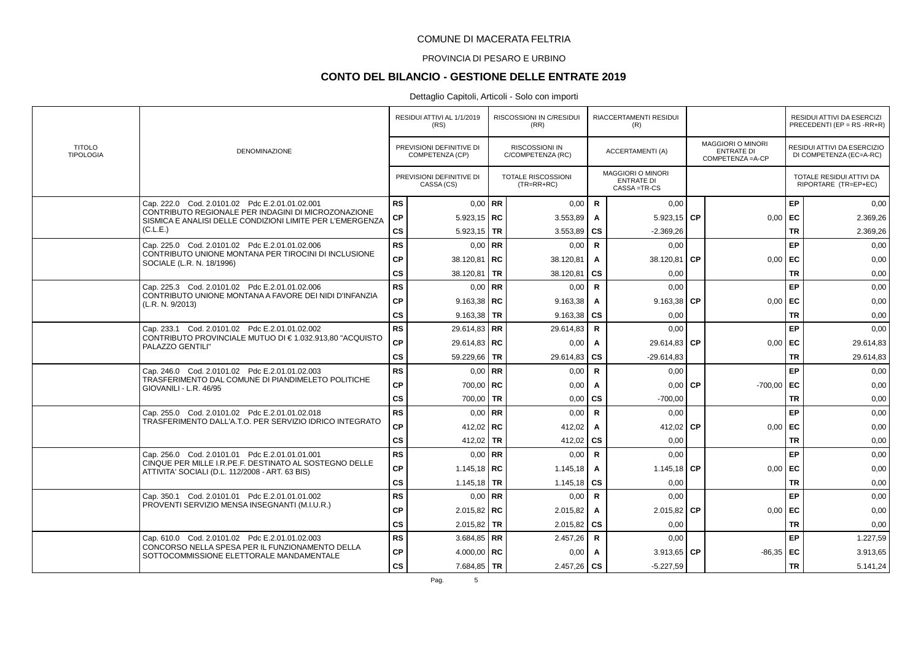COMUNE DI MACERATA FELTRIA

PROVINCIA DI PESARO E URBINO

## CONTO DEL BILANCIO - GESTIONE DELLE ENTRATE 2019

Dettaglio Capitoli, Articoli - Solo con importi

| TITOLO TIPOLOGIA | DENOMINAZIONE | | RESIDUI ATTIVI AL 1/1/2019 (RS) / PREVISIONI DEFINITIVE DI COMPETENZA (CP) / PREVISIONI DEFINITIVE DI CASSA (CS) | | RISCOSSIONI IN C/RESIDUI (RR) / RISCOSSIONI IN C/COMPETENZA (RC) / TOTALE RISCOSSIONI (TR=RR+RC) | | RIACCERTAMENTI RESIDUI (R) / ACCERTAMENTI (A) / MAGGIORI O MINORI ENTRATE DI CASSA =TR-CS | | MAGGIORI O MINORI ENTRATE DI COMPETENZA =A-CP | | RESIDUI ATTIVI DA ESERCIZI PRECEDENTI (EP = RS -RR+R) / RESIDUI ATTIVI DA ESERCIZIO DI COMPETENZA (EC=A-RC) / TOTALE RESIDUI ATTIVI DA RIPORTARE (TR=EP+EC) |
|---|---|---|---|---|---|---|---|---|---|---|---|
| | Cap. 222.0 Cod. 2.0101.02 Pdc E.2.01.01.02.001 CONTRIBUTO REGIONALE PER INDAGINI DI MICROZONAZIONE SISMICA E ANALISI DELLE CONDIZIONI LIMITE PER L'EMERGENZA (C.L.E.) | RS | 0,00 | RR | 0,00 | R | 0,00 | | | EP | 0,00 |
| | | CP | 5.923,15 | RC | 3.553,89 | A | 5.923,15 | CP | 0,00 | EC | 2.369,26 |
| | | CS | 5.923,15 | TR | 3.553,89 | CS | -2.369,26 | | | TR | 2.369,26 |
| | Cap. 225.0 Cod. 2.0101.02 Pdc E.2.01.01.02.006 CONTRIBUTO UNIONE MONTANA PER TIROCINI DI INCLUSIONE SOCIALE (L.R. N. 18/1996) | RS | 0,00 | RR | 0,00 | R | 0,00 | | | EP | 0,00 |
| | | CP | 38.120,81 | RC | 38.120,81 | A | 38.120,81 | CP | 0,00 | EC | 0,00 |
| | | CS | 38.120,81 | TR | 38.120,81 | CS | 0,00 | | | TR | 0,00 |
| | Cap. 225.3 Cod. 2.0101.02 Pdc E.2.01.01.02.006 CONTRIBUTO UNIONE MONTANA A FAVORE DEI NIDI D'INFANZIA (L.R. N. 9/2013) | RS | 0,00 | RR | 0,00 | R | 0,00 | | | EP | 0,00 |
| | | CP | 9.163,38 | RC | 9.163,38 | A | 9.163,38 | CP | 0,00 | EC | 0,00 |
| | | CS | 9.163,38 | TR | 9.163,38 | CS | 0,00 | | | TR | 0,00 |
| | Cap. 233.1 Cod. 2.0101.02 Pdc E.2.01.01.02.002 CONTRIBUTO PROVINCIALE MUTUO DI € 1.032.913,80 "ACQUISTO PALAZZO GENTILI" | RS | 29.614,83 | RR | 29.614,83 | R | 0,00 | | | EP | 0,00 |
| | | CP | 29.614,83 | RC | 0,00 | A | 29.614,83 | CP | 0,00 | EC | 29.614,83 |
| | | CS | 59.229,66 | TR | 29.614,83 | CS | -29.614,83 | | | TR | 29.614,83 |
| | Cap. 246.0 Cod. 2.0101.02 Pdc E.2.01.01.02.003 TRASFERIMENTO DAL COMUNE DI PIANDIMELETO POLITICHE GIOVANILI - L.R. 46/95 | RS | 0,00 | RR | 0,00 | R | 0,00 | | | EP | 0,00 |
| | | CP | 700,00 | RC | 0,00 | A | 0,00 | CP | -700,00 | EC | 0,00 |
| | | CS | 700,00 | TR | 0,00 | CS | -700,00 | | | TR | 0,00 |
| | Cap. 255.0 Cod. 2.0101.02 Pdc E.2.01.01.02.018 TRASFERIMENTO DALL'A.T.O. PER SERVIZIO IDRICO INTEGRATO | RS | 0,00 | RR | 0,00 | R | 0,00 | | | EP | 0,00 |
| | | CP | 412,02 | RC | 412,02 | A | 412,02 | CP | 0,00 | EC | 0,00 |
| | | CS | 412,02 | TR | 412,02 | CS | 0,00 | | | TR | 0,00 |
| | Cap. 256.0 Cod. 2.0101.01 Pdc E.2.01.01.01.001 CINQUE PER MILLE I.R.PE.F. DESTINATO AL SOSTEGNO DELLE ATTIVITA' SOCIALI (D.L. 112/2008 - ART. 63 BIS) | RS | 0,00 | RR | 0,00 | R | 0,00 | | | EP | 0,00 |
| | | CP | 1.145,18 | RC | 1.145,18 | A | 1.145,18 | CP | 0,00 | EC | 0,00 |
| | | CS | 1.145,18 | TR | 1.145,18 | CS | 0,00 | | | TR | 0,00 |
| | Cap. 350.1 Cod. 2.0101.01 Pdc E.2.01.01.01.002 PROVENTI SERVIZIO MENSA INSEGNANTI (M.I.U.R.) | RS | 0,00 | RR | 0,00 | R | 0,00 | | | EP | 0,00 |
| | | CP | 2.015,82 | RC | 2.015,82 | A | 2.015,82 | CP | 0,00 | EC | 0,00 |
| | | CS | 2.015,82 | TR | 2.015,82 | CS | 0,00 | | | TR | 0,00 |
| | Cap. 610.0 Cod. 2.0101.02 Pdc E.2.01.01.02.003 CONCORSO NELLA SPESA PER IL FUNZIONAMENTO DELLA SOTTOCOMMISSIONE ELETTORALE MANDAMENTALE | RS | 3.684,85 | RR | 2.457,26 | R | 0,00 | | | EP | 1.227,59 |
| | | CP | 4.000,00 | RC | 0,00 | A | 3.913,65 | CP | -86,35 | EC | 3.913,65 |
| | | CS | 7.684,85 | TR | 2.457,26 | CS | -5.227,59 | | | TR | 5.141,24 |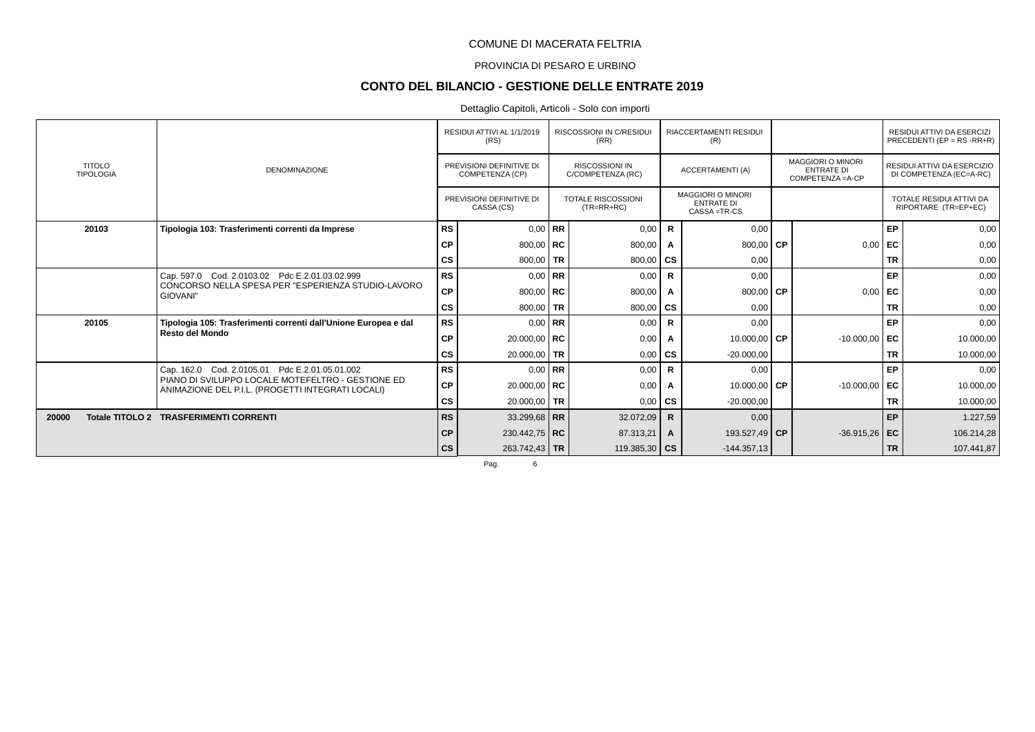COMUNE DI MACERATA FELTRIA

PROVINCIA DI PESARO E URBINO

## CONTO DEL BILANCIO - GESTIONE DELLE ENTRATE 2019

Dettaglio Capitoli, Articoli - Solo con importi

| TITOLO TIPOLOGIA | DENOMINAZIONE | | RESIDUI ATTIVI AL 1/1/2019 (RS) / PREVISIONI DEFINITIVE DI COMPETENZA (CP) / PREVISIONI DEFINITIVE DI CASSA (CS) | | RISCOSSIONI IN C/RESIDUI (RR) / RISCOSSIONI IN C/COMPETENZA (RC) / TOTALE RISCOSSIONI (TR=RR+RC) | | RIACCERTAMENTI RESIDUI (R) / ACCERTAMENTI (A) / MAGGIORI O MINORI ENTRATE DI CASSA =TR-CS | | MAGGIORI O MINORI ENTRATE DI COMPETENZA =A-CP | | RESIDUI ATTIVI DA ESERCIZI PRECEDENTI (EP = RS -RR+R) / RESIDUI ATTIVI DA ESERCIZIO DI COMPETENZA (EC=A-RC) / TOTALE RESIDUI ATTIVI DA RIPORTARE (TR=EP+EC) |
|---|---|---|---|---|---|---|---|---|---|---|---|
| 20103 | **Tipologia 103: Trasferimenti correnti da Imprese** | RS | 0,00 | RR | 0,00 | R | 0,00 | | | EP | 0,00 |
| | | CP | 800,00 | RC | 800,00 | A | 800,00 | CP | 0,00 | EC | 0,00 |
| | | CS | 800,00 | TR | 800,00 | CS | 0,00 | | | TR | 0,00 |
| | Cap. 597.0 Cod. 2.0103.02 Pdc E.2.01.03.02.999 CONCORSO NELLA SPESA PER "ESPERIENZA STUDIO-LAVORO GIOVANI" | RS | 0,00 | RR | 0,00 | R | 0,00 | | | EP | 0,00 |
| | | CP | 800,00 | RC | 800,00 | A | 800,00 | CP | 0,00 | EC | 0,00 |
| | | CS | 800,00 | TR | 800,00 | CS | 0,00 | | | TR | 0,00 |
| 20105 | **Tipologia 105: Trasferimenti correnti dall'Unione Europea e dal Resto del Mondo** | RS | 0,00 | RR | 0,00 | R | 0,00 | | | EP | 0,00 |
| | | CP | 20.000,00 | RC | 0,00 | A | 10.000,00 | CP | -10.000,00 | EC | 10.000,00 |
| | | CS | 20.000,00 | TR | 0,00 | CS | -20.000,00 | | | TR | 10.000,00 |
| | Cap. 162.0 Cod. 2.0105.01 Pdc E.2.01.05.01.002 PIANO DI SVILUPPO LOCALE MOTEFELTRO - GESTIONE ED ANIMAZIONE DEL P.I.L. (PROGETTI INTEGRATI LOCALI) | RS | 0,00 | RR | 0,00 | R | 0,00 | | | EP | 0,00 |
| | | CP | 20.000,00 | RC | 0,00 | A | 10.000,00 | CP | -10.000,00 | EC | 10.000,00 |
| | | CS | 20.000,00 | TR | 0,00 | CS | -20.000,00 | | | TR | 10.000,00 |
| **20000** | **Totale TITOLO 2 TRASFERIMENTI CORRENTI** | **RS** | 33.299,68 | **RR** | 32.072,09 | **R** | 0,00 | | | **EP** | 1.227,59 |
| | | **CP** | 230.442,75 | **RC** | 87.313,21 | **A** | 193.527,49 | **CP** | -36.915,26 | **EC** | 106.214,28 |
| | | **CS** | 263.742,43 | **TR** | 119.385,30 | **CS** | -144.357,13 | | | **TR** | 107.441,87 |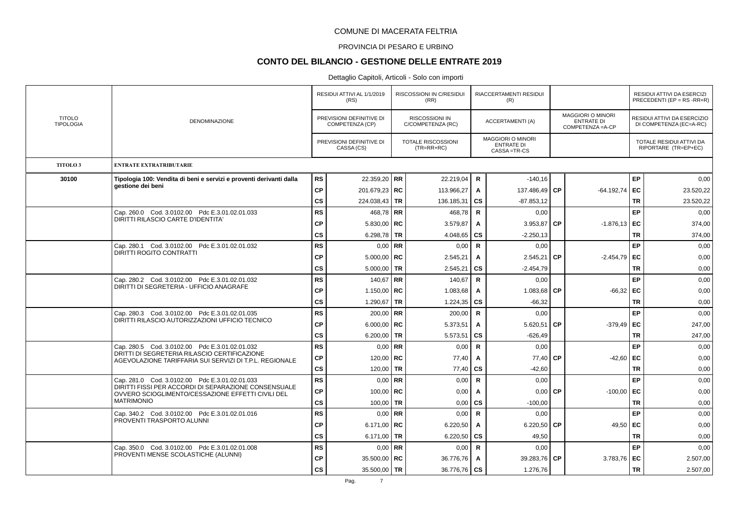COMUNE DI MACERATA FELTRIA

PROVINCIA DI PESARO E URBINO

## CONTO DEL BILANCIO - GESTIONE DELLE ENTRATE 2019

Dettaglio Capitoli, Articoli - Solo con importi

| TITOLO TIPOLOGIA | DENOMINAZIONE | | RESIDUI ATTIVI AL 1/1/2019 (RS) / PREVISIONI DEFINITIVE DI COMPETENZA (CP) / PREVISIONI DEFINITIVE DI CASSA (CS) | | RISCOSSIONI IN C/RESIDUI (RR) / RISCOSSIONI IN C/COMPETENZA (RC) / TOTALE RISCOSSIONI (TR=RR+RC) | | RIACCERTAMENTI RESIDUI (R) / ACCERTAMENTI (A) / MAGGIORI O MINORI ENTRATE DI CASSA =TR-CS | | MAGGIORI O MINORI ENTRATE DI COMPETENZA =A-CP | | RESIDUI ATTIVI DA ESERCIZI PRECEDENTI (EP = RS -RR+R) / RESIDUI ATTIVI DA ESERCIZIO DI COMPETENZA (EC=A-RC) / TOTALE RESIDUI ATTIVI DA RIPORTARE (TR=EP+EC) |
|---|---|---|---|---|---|---|---|---|---|---|---|
| **TITOLO 3** | **ENTRATE EXTRATRIBUTARIE** | | | | | | | | | | |
| **30100** | **Tipologia 100: Vendita di beni e servizi e proventi derivanti dalla gestione dei beni** | **RS** | 22.359,20 | **RR** | 22.219,04 | **R** | -140,16 | | | **EP** | 0,00 |
| | | **CP** | 201.679,23 | **RC** | 113.966,27 | **A** | 137.486,49 | **CP** | -64.192,74 | **EC** | 23.520,22 |
| | | **CS** | 224.038,43 | **TR** | 136.185,31 | **CS** | -87.853,12 | | | **TR** | 23.520,22 |
| | Cap. 260.0 Cod. 3.0102.00 Pdc E.3.01.02.01.033 DIRITTI RILASCIO CARTE D'IDENTITA' | **RS** | 468,78 | **RR** | 468,78 | **R** | 0,00 | | | **EP** | 0,00 |
| | | **CP** | 5.830,00 | **RC** | 3.579,87 | **A** | 3.953,87 | **CP** | -1.876,13 | **EC** | 374,00 |
| | | **CS** | 6.298,78 | **TR** | 4.048,65 | **CS** | -2.250,13 | | | **TR** | 374,00 |
| | Cap. 280.1 Cod. 3.0102.00 Pdc E.3.01.02.01.032 DIRITTI ROGITO CONTRATTI | **RS** | 0,00 | **RR** | 0,00 | **R** | 0,00 | | | **EP** | 0,00 |
| | | **CP** | 5.000,00 | **RC** | 2.545,21 | **A** | 2.545,21 | **CP** | -2.454,79 | **EC** | 0,00 |
| | | **CS** | 5.000,00 | **TR** | 2.545,21 | **CS** | -2.454,79 | | | **TR** | 0,00 |
| | Cap. 280.2 Cod. 3.0102.00 Pdc E.3.01.02.01.032 DIRITTI DI SEGRETERIA - UFFICIO ANAGRAFE | **RS** | 140,67 | **RR** | 140,67 | **R** | 0,00 | | | **EP** | 0,00 |
| | | **CP** | 1.150,00 | **RC** | 1.083,68 | **A** | 1.083,68 | **CP** | -66,32 | **EC** | 0,00 |
| | | **CS** | 1.290,67 | **TR** | 1.224,35 | **CS** | -66,32 | | | **TR** | 0,00 |
| | Cap. 280.3 Cod. 3.0102.00 Pdc E.3.01.02.01.035 DIRITTI RILASCIO AUTORIZZAZIONI UFFICIO TECNICO | **RS** | 200,00 | **RR** | 200,00 | **R** | 0,00 | | | **EP** | 0,00 |
| | | **CP** | 6.000,00 | **RC** | 5.373,51 | **A** | 5.620,51 | **CP** | -379,49 | **EC** | 247,00 |
| | | **CS** | 6.200,00 | **TR** | 5.573,51 | **CS** | -626,49 | | | **TR** | 247,00 |
| | Cap. 280.5 Cod. 3.0102.00 Pdc E.3.01.02.01.032 DRITTI DI SEGRETERIA RILASCIO CERTIFICAZIONE AGEVOLAZIONE TARIFFARIA SUI SERVIZI DI T.P.L. REGIONALE | **RS** | 0,00 | **RR** | 0,00 | **R** | 0,00 | | | **EP** | 0,00 |
| | | **CP** | 120,00 | **RC** | 77,40 | **A** | 77,40 | **CP** | -42,60 | **EC** | 0,00 |
| | | **CS** | 120,00 | **TR** | 77,40 | **CS** | -42,60 | | | **TR** | 0,00 |
| | Cap. 281.0 Cod. 3.0102.00 Pdc E.3.01.02.01.033 DIRITTI FISSI PER ACCORDI DI SEPARAZIONE CONSENSUALE OVVERO SCIOGLIMENTO/CESSAZIONE EFFETTI CIVILI DEL MATRIMONIO | **RS** | 0,00 | **RR** | 0,00 | **R** | 0,00 | | | **EP** | 0,00 |
| | | **CP** | 100,00 | **RC** | 0,00 | **A** | 0,00 | **CP** | -100,00 | **EC** | 0,00 |
| | | **CS** | 100,00 | **TR** | 0,00 | **CS** | -100,00 | | | **TR** | 0,00 |
| | Cap. 340.2 Cod. 3.0102.00 Pdc E.3.01.02.01.016 PROVENTI TRASPORTO ALUNNI | **RS** | 0,00 | **RR** | 0,00 | **R** | 0,00 | | | **EP** | 0,00 |
| | | **CP** | 6.171,00 | **RC** | 6.220,50 | **A** | 6.220,50 | **CP** | 49,50 | **EC** | 0,00 |
| | | **CS** | 6.171,00 | **TR** | 6.220,50 | **CS** | 49,50 | | | **TR** | 0,00 |
| | Cap. 350.0 Cod. 3.0102.00 Pdc E.3.01.02.01.008 PROVENTI MENSE SCOLASTICHE (ALUNNI) | **RS** | 0,00 | **RR** | 0,00 | **R** | 0,00 | | | **EP** | 0,00 |
| | | **CP** | 35.500,00 | **RC** | 36.776,76 | **A** | 39.283,76 | **CP** | 3.783,76 | **EC** | 2.507,00 |
| | | **CS** | 35.500,00 | **TR** | 36.776,76 | **CS** | 1.276,76 | | | **TR** | 2.507,00 |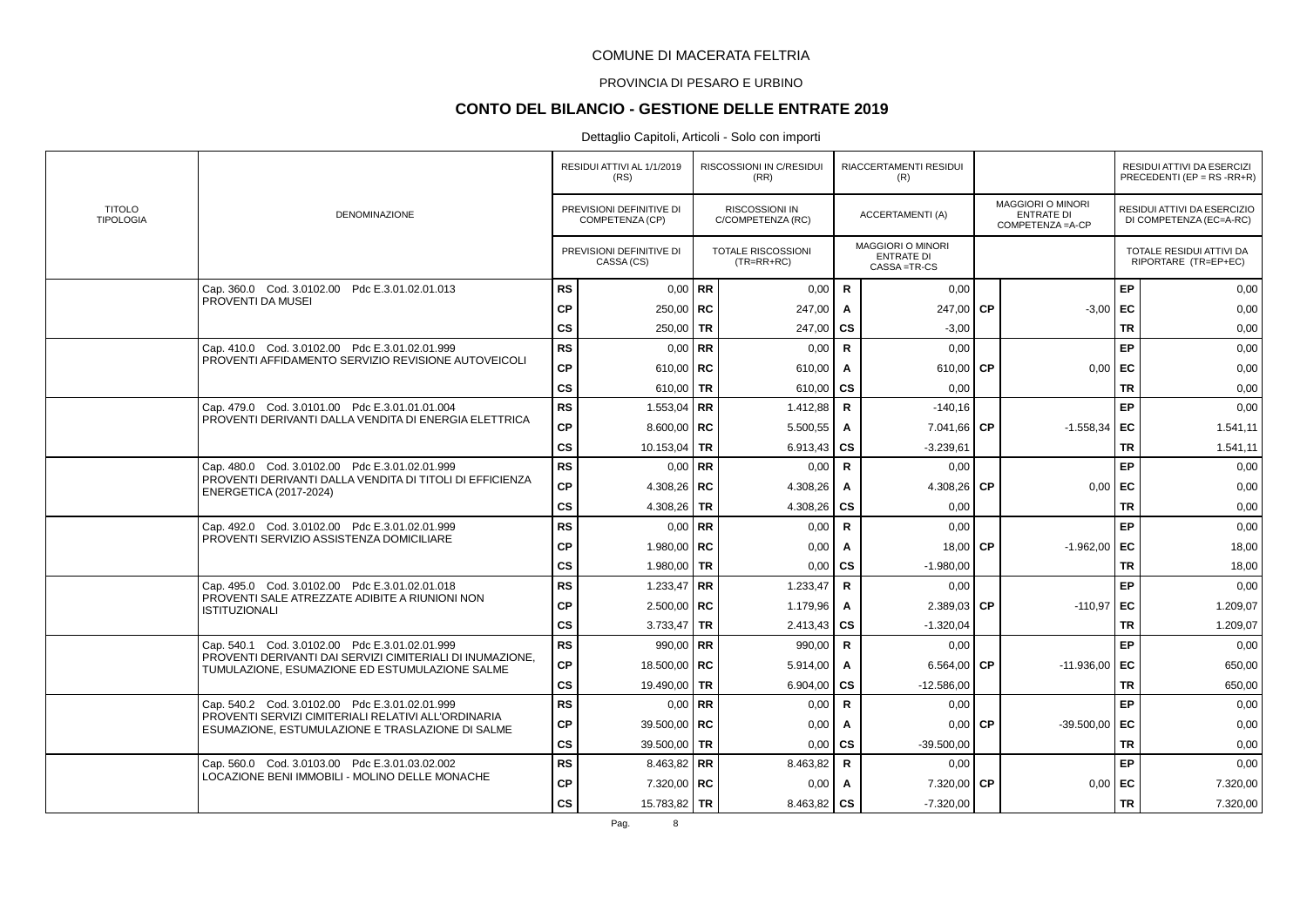COMUNE DI MACERATA FELTRIA

PROVINCIA DI PESARO E URBINO

# CONTO DEL BILANCIO - GESTIONE DELLE ENTRATE 2019

Dettaglio Capitoli, Articoli - Solo con importi

| TITOLO TIPOLOGIA | DENOMINAZIONE | | RESIDUI ATTIVI AL 1/1/2019 (RS) / PREVISIONI DEFINITIVE DI COMPETENZA (CP) / PREVISIONI DEFINITIVE DI CASSA (CS) | | RISCOSSIONI IN C/RESIDUI (RR) / RISCOSSIONI IN C/COMPETENZA (RC) / TOTALE RISCOSSIONI (TR=RR+RC) | | RIACCERTAMENTI RESIDUI (R) / ACCERTAMENTI (A) / MAGGIORI O MINORI ENTRATE DI CASSA =TR-CS | | MAGGIORI O MINORI ENTRATE DI COMPETENZA =A-CP | | RESIDUI ATTIVI DA ESERCIZI PRECEDENTI (EP = RS -RR+R) / RESIDUI ATTIVI DA ESERCIZIO DI COMPETENZA (EC=A-RC) / TOTALE RESIDUI ATTIVI DA RIPORTARE (TR=EP+EC) |
|---|---|---|---|---|---|---|---|---|---|---|---|
| | Cap. 360.0 Cod. 3.0102.00 Pdc E.3.01.02.01.013 PROVENTI DA MUSEI | RS | 0,00 | RR | 0,00 | R | 0,00 | | | EP | 0,00 |
| | | CP | 250,00 | RC | 247,00 | A | 247,00 | CP | -3,00 | EC | 0,00 |
| | | CS | 250,00 | TR | 247,00 | CS | -3,00 | | | TR | 0,00 |
| | Cap. 410.0 Cod. 3.0102.00 Pdc E.3.01.02.01.999 PROVENTI AFFIDAMENTO SERVIZIO REVISIONE AUTOVEICOLI | RS | 0,00 | RR | 0,00 | R | 0,00 | | | EP | 0,00 |
| | | CP | 610,00 | RC | 610,00 | A | 610,00 | CP | 0,00 | EC | 0,00 |
| | | CS | 610,00 | TR | 610,00 | CS | 0,00 | | | TR | 0,00 |
| | Cap. 479.0 Cod. 3.0101.00 Pdc E.3.01.01.01.004 PROVENTI DERIVANTI DALLA VENDITA DI ENERGIA ELETTRICA | RS | 1.553,04 | RR | 1.412,88 | R | -140,16 | | | EP | 0,00 |
| | | CP | 8.600,00 | RC | 5.500,55 | A | 7.041,66 | CP | -1.558,34 | EC | 1.541,11 |
| | | CS | 10.153,04 | TR | 6.913,43 | CS | -3.239,61 | | | TR | 1.541,11 |
| | Cap. 480.0 Cod. 3.0102.00 Pdc E.3.01.02.01.999 PROVENTI DERIVANTI DALLA VENDITA DI TITOLI DI EFFICIENZA ENERGETICA (2017-2024) | RS | 0,00 | RR | 0,00 | R | 0,00 | | | EP | 0,00 |
| | | CP | 4.308,26 | RC | 4.308,26 | A | 4.308,26 | CP | 0,00 | EC | 0,00 |
| | | CS | 4.308,26 | TR | 4.308,26 | CS | 0,00 | | | TR | 0,00 |
| | Cap. 492.0 Cod. 3.0102.00 Pdc E.3.01.02.01.999 PROVENTI SERVIZIO ASSISTENZA DOMICILIARE | RS | 0,00 | RR | 0,00 | R | 0,00 | | | EP | 0,00 |
| | | CP | 1.980,00 | RC | 0,00 | A | 18,00 | CP | -1.962,00 | EC | 18,00 |
| | | CS | 1.980,00 | TR | 0,00 | CS | -1.980,00 | | | TR | 18,00 |
| | Cap. 495.0 Cod. 3.0102.00 Pdc E.3.01.02.01.018 PROVENTI SALE ATREZZATE ADIBITE A RIUNIONI NON ISTITUZIONALI | RS | 1.233,47 | RR | 1.233,47 | R | 0,00 | | | EP | 0,00 |
| | | CP | 2.500,00 | RC | 1.179,96 | A | 2.389,03 | CP | -110,97 | EC | 1.209,07 |
| | | CS | 3.733,47 | TR | 2.413,43 | CS | -1.320,04 | | | TR | 1.209,07 |
| | Cap. 540.1 Cod. 3.0102.00 Pdc E.3.01.02.01.999 PROVENTI DERIVANTI DAI SERVIZI CIMITERIALI DI INUMAZIONE, TUMULAZIONE, ESUMAZIONE ED ESTUMULAZIONE SALME | RS | 990,00 | RR | 990,00 | R | 0,00 | | | EP | 0,00 |
| | | CP | 18.500,00 | RC | 5.914,00 | A | 6.564,00 | CP | -11.936,00 | EC | 650,00 |
| | | CS | 19.490,00 | TR | 6.904,00 | CS | -12.586,00 | | | TR | 650,00 |
| | Cap. 540.2 Cod. 3.0102.00 Pdc E.3.01.02.01.999 PROVENTI SERVIZI CIMITERIALI RELATIVI ALL'ORDINARIA ESUMAZIONE, ESTUMULAZIONE E TRASLAZIONE DI SALME | RS | 0,00 | RR | 0,00 | R | 0,00 | | | EP | 0,00 |
| | | CP | 39.500,00 | RC | 0,00 | A | 0,00 | CP | -39.500,00 | EC | 0,00 |
| | | CS | 39.500,00 | TR | 0,00 | CS | -39.500,00 | | | TR | 0,00 |
| | Cap. 560.0 Cod. 3.0103.00 Pdc E.3.01.03.02.002 LOCAZIONE BENI IMMOBILI - MOLINO DELLE MONACHE | RS | 8.463,82 | RR | 8.463,82 | R | 0,00 | | | EP | 0,00 |
| | | CP | 7.320,00 | RC | 0,00 | A | 7.320,00 | CP | 0,00 | EC | 7.320,00 |
| | | CS | 15.783,82 | TR | 8.463,82 | CS | -7.320,00 | | | TR | 7.320,00 |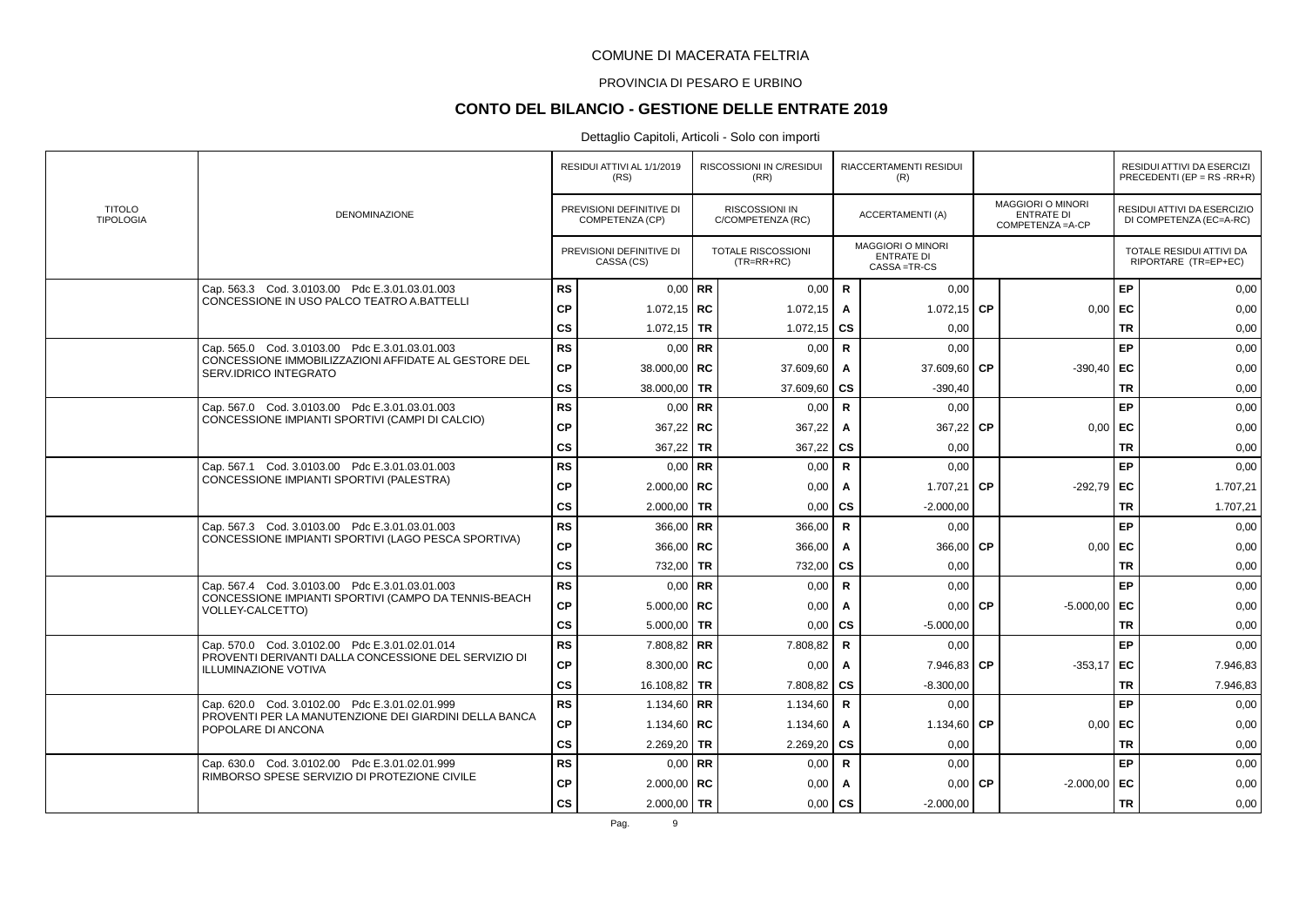COMUNE DI MACERATA FELTRIA

PROVINCIA DI PESARO E URBINO

# CONTO DEL BILANCIO - GESTIONE DELLE ENTRATE 2019

Dettaglio Capitoli, Articoli - Solo con importi

| TITOLO TIPOLOGIA | DENOMINAZIONE | | RESIDUI ATTIVI AL 1/1/2019 (RS) / PREVISIONI DEFINITIVE DI COMPETENZA (CP) / PREVISIONI DEFINITIVE DI CASSA (CS) | | RISCOSSIONI IN C/RESIDUI (RR) / RISCOSSIONI IN C/COMPETENZA (RC) / TOTALE RISCOSSIONI (TR=RR+RC) | | RIACCERTAMENTI RESIDUI (R) / ACCERTAMENTI (A) / MAGGIORI O MINORI ENTRATE DI CASSA =TR-CS | | MAGGIORI O MINORI ENTRATE DI COMPETENZA =A-CP | | RESIDUI ATTIVI DA ESERCIZI PRECEDENTI (EP = RS -RR+R) / RESIDUI ATTIVI DA ESERCIZIO DI COMPETENZA (EC=A-RC) / TOTALE RESIDUI ATTIVI DA RIPORTARE (TR=EP+EC) |
|---|---|---|---|---|---|---|---|---|---|---|---|
| | Cap. 563.3 Cod. 3.0103.00 Pdc E.3.01.03.01.003 CONCESSIONE IN USO PALCO TEATRO A.BATTELLI | RS | 0,00 | RR | 0,00 | R | 0,00 | | | EP | 0,00 |
| | | CP | 1.072,15 | RC | 1.072,15 | A | 1.072,15 | CP | 0,00 | EC | 0,00 |
| | | CS | 1.072,15 | TR | 1.072,15 | CS | 0,00 | | | TR | 0,00 |
| | Cap. 565.0 Cod. 3.0103.00 Pdc E.3.01.03.01.003 CONCESSIONE IMMOBILIZZAZIONI AFFIDATE AL GESTORE DEL SERV.IDRICO INTEGRATO | RS | 0,00 | RR | 0,00 | R | 0,00 | | | EP | 0,00 |
| | | CP | 38.000,00 | RC | 37.609,60 | A | 37.609,60 | CP | -390,40 | EC | 0,00 |
| | | CS | 38.000,00 | TR | 37.609,60 | CS | -390,40 | | | TR | 0,00 |
| | Cap. 567.0 Cod. 3.0103.00 Pdc E.3.01.03.01.003 CONCESSIONE IMPIANTI SPORTIVI (CAMPI DI CALCIO) | RS | 0,00 | RR | 0,00 | R | 0,00 | | | EP | 0,00 |
| | | CP | 367,22 | RC | 367,22 | A | 367,22 | CP | 0,00 | EC | 0,00 |
| | | CS | 367,22 | TR | 367,22 | CS | 0,00 | | | TR | 0,00 |
| | Cap. 567.1 Cod. 3.0103.00 Pdc E.3.01.03.01.003 CONCESSIONE IMPIANTI SPORTIVI (PALESTRA) | RS | 0,00 | RR | 0,00 | R | 0,00 | | | EP | 0,00 |
| | | CP | 2.000,00 | RC | 0,00 | A | 1.707,21 | CP | -292,79 | EC | 1.707,21 |
| | | CS | 2.000,00 | TR | 0,00 | CS | -2.000,00 | | | TR | 1.707,21 |
| | Cap. 567.3 Cod. 3.0103.00 Pdc E.3.01.03.01.003 CONCESSIONE IMPIANTI SPORTIVI (LAGO PESCA SPORTIVA) | RS | 366,00 | RR | 366,00 | R | 0,00 | | | EP | 0,00 |
| | | CP | 366,00 | RC | 366,00 | A | 366,00 | CP | 0,00 | EC | 0,00 |
| | | CS | 732,00 | TR | 732,00 | CS | 0,00 | | | TR | 0,00 |
| | Cap. 567.4 Cod. 3.0103.00 Pdc E.3.01.03.01.003 CONCESSIONE IMPIANTI SPORTIVI (CAMPO DA TENNIS-BEACH VOLLEY-CALCETTO) | RS | 0,00 | RR | 0,00 | R | 0,00 | | | EP | 0,00 |
| | | CP | 5.000,00 | RC | 0,00 | A | 0,00 | CP | -5.000,00 | EC | 0,00 |
| | | CS | 5.000,00 | TR | 0,00 | CS | -5.000,00 | | | TR | 0,00 |
| | Cap. 570.0 Cod. 3.0102.00 Pdc E.3.01.02.01.014 PROVENTI DERIVANTI DALLA CONCESSIONE DEL SERVIZIO DI ILLUMINAZIONE VOTIVA | RS | 7.808,82 | RR | 7.808,82 | R | 0,00 | | | EP | 0,00 |
| | | CP | 8.300,00 | RC | 0,00 | A | 7.946,83 | CP | -353,17 | EC | 7.946,83 |
| | | CS | 16.108,82 | TR | 7.808,82 | CS | -8.300,00 | | | TR | 7.946,83 |
| | Cap. 620.0 Cod. 3.0102.00 Pdc E.3.01.02.01.999 PROVENTI PER LA MANUTENZIONE DEI GIARDINI DELLA BANCA POPOLARE DI ANCONA | RS | 1.134,60 | RR | 1.134,60 | R | 0,00 | | | EP | 0,00 |
| | | CP | 1.134,60 | RC | 1.134,60 | A | 1.134,60 | CP | 0,00 | EC | 0,00 |
| | | CS | 2.269,20 | TR | 2.269,20 | CS | 0,00 | | | TR | 0,00 |
| | Cap. 630.0 Cod. 3.0102.00 Pdc E.3.01.02.01.999 RIMBORSO SPESE SERVIZIO DI PROTEZIONE CIVILE | RS | 0,00 | RR | 0,00 | R | 0,00 | | | EP | 0,00 |
| | | CP | 2.000,00 | RC | 0,00 | A | 0,00 | CP | -2.000,00 | EC | 0,00 |
| | | CS | 2.000,00 | TR | 0,00 | CS | -2.000,00 | | | TR | 0,00 |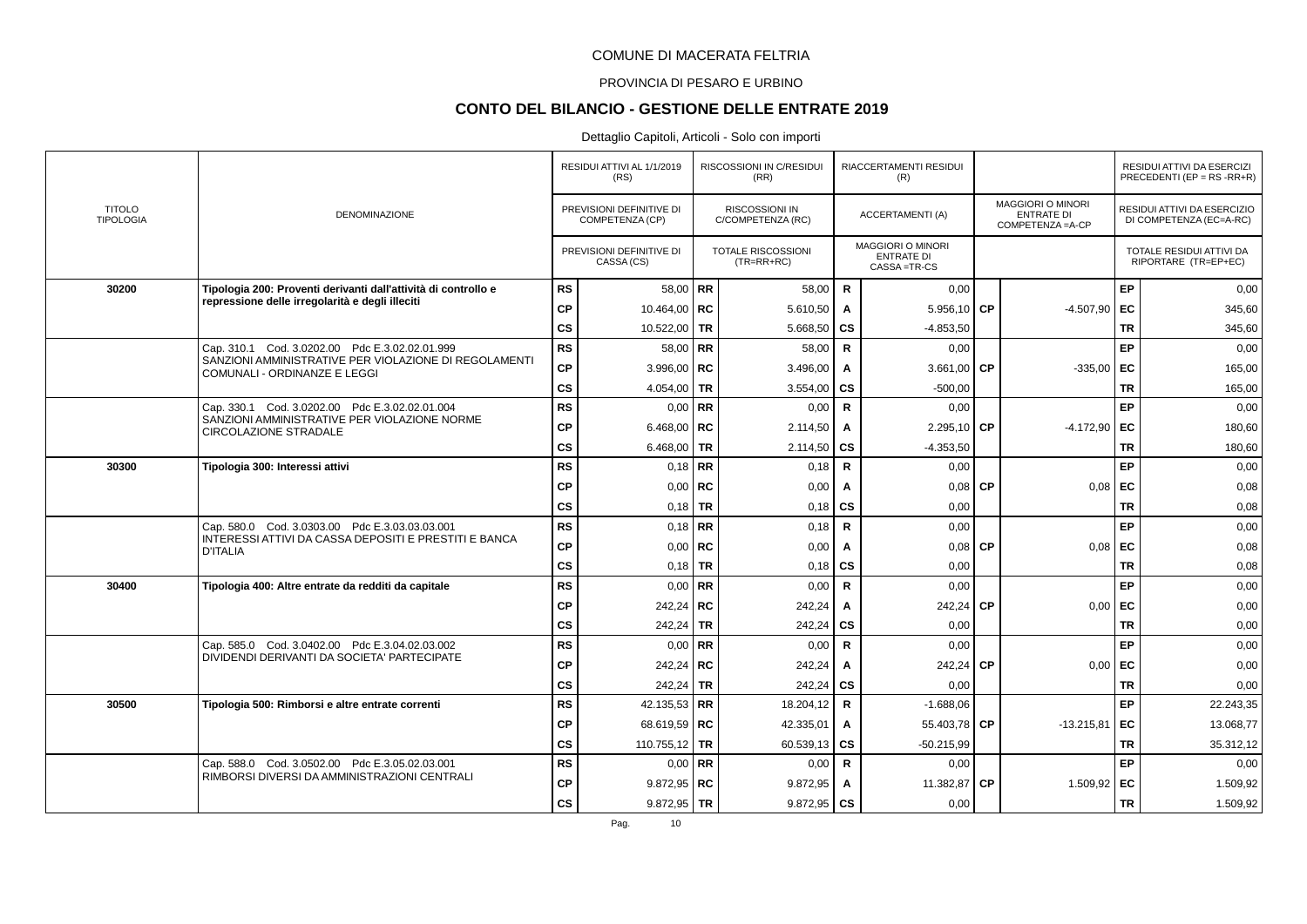COMUNE DI MACERATA FELTRIA

PROVINCIA DI PESARO E URBINO

## CONTO DEL BILANCIO - GESTIONE DELLE ENTRATE 2019

Dettaglio Capitoli, Articoli - Solo con importi

| TITOLO TIPOLOGIA | DENOMINAZIONE | | RESIDUI ATTIVI AL 1/1/2019 (RS) / PREVISIONI DEFINITIVE DI COMPETENZA (CP) / PREVISIONI DEFINITIVE DI CASSA (CS) | | RISCOSSIONI IN C/RESIDUI (RR) / RISCOSSIONI IN C/COMPETENZA (RC) / TOTALE RISCOSSIONI (TR=RR+RC) | | RIACCERTAMENTI RESIDUI (R) / ACCERTAMENTI (A) / MAGGIORI O MINORI ENTRATE DI CASSA =TR-CS | | MAGGIORI O MINORI ENTRATE DI COMPETENZA =A-CP | | RESIDUI ATTIVI DA ESERCIZI PRECEDENTI (EP = RS -RR+R) / RESIDUI ATTIVI DA ESERCIZIO DI COMPETENZA (EC=A-RC) / TOTALE RESIDUI ATTIVI DA RIPORTARE (TR=EP+EC) |
|---|---|---|---|---|---|---|---|---|---|---|---|
| **30200** | **Tipologia 200: Proventi derivanti dall'attività di controllo e repressione delle irregolarità e degli illeciti** | **RS** | 58,00 | **RR** | 58,00 | **R** | 0,00 | | | **EP** | 0,00 |
| | | **CP** | 10.464,00 | **RC** | 5.610,50 | **A** | 5.956,10 | **CP** | -4.507,90 | **EC** | 345,60 |
| | | **CS** | 10.522,00 | **TR** | 5.668,50 | **CS** | -4.853,50 | | | **TR** | 345,60 |
| | Cap. 310.1 Cod. 3.0202.00 Pdc E.3.02.02.01.999 SANZIONI AMMINISTRATIVE PER VIOLAZIONE DI REGOLAMENTI COMUNALI - ORDINANZE E LEGGI | **RS** | 58,00 | **RR** | 58,00 | **R** | 0,00 | | | **EP** | 0,00 |
| | | **CP** | 3.996,00 | **RC** | 3.496,00 | **A** | 3.661,00 | **CP** | -335,00 | **EC** | 165,00 |
| | | **CS** | 4.054,00 | **TR** | 3.554,00 | **CS** | -500,00 | | | **TR** | 165,00 |
| | Cap. 330.1 Cod. 3.0202.00 Pdc E.3.02.02.01.004 SANZIONI AMMINISTRATIVE PER VIOLAZIONE NORME CIRCOLAZIONE STRADALE | **RS** | 0,00 | **RR** | 0,00 | **R** | 0,00 | | | **EP** | 0,00 |
| | | **CP** | 6.468,00 | **RC** | 2.114,50 | **A** | 2.295,10 | **CP** | -4.172,90 | **EC** | 180,60 |
| | | **CS** | 6.468,00 | **TR** | 2.114,50 | **CS** | -4.353,50 | | | **TR** | 180,60 |
| **30300** | **Tipologia 300: Interessi attivi** | **RS** | 0,18 | **RR** | 0,18 | **R** | 0,00 | | | **EP** | 0,00 |
| | | **CP** | 0,00 | **RC** | 0,00 | **A** | 0,08 | **CP** | 0,08 | **EC** | 0,08 |
| | | **CS** | 0,18 | **TR** | 0,18 | **CS** | 0,00 | | | **TR** | 0,08 |
| | Cap. 580.0 Cod. 3.0303.00 Pdc E.3.03.03.03.001 INTERESSI ATTIVI DA CASSA DEPOSITI E PRESTITI E BANCA D'ITALIA | **RS** | 0,18 | **RR** | 0,18 | **R** | 0,00 | | | **EP** | 0,00 |
| | | **CP** | 0,00 | **RC** | 0,00 | **A** | 0,08 | **CP** | 0,08 | **EC** | 0,08 |
| | | **CS** | 0,18 | **TR** | 0,18 | **CS** | 0,00 | | | **TR** | 0,08 |
| **30400** | **Tipologia 400: Altre entrate da redditi da capitale** | **RS** | 0,00 | **RR** | 0,00 | **R** | 0,00 | | | **EP** | 0,00 |
| | | **CP** | 242,24 | **RC** | 242,24 | **A** | 242,24 | **CP** | 0,00 | **EC** | 0,00 |
| | | **CS** | 242,24 | **TR** | 242,24 | **CS** | 0,00 | | | **TR** | 0,00 |
| | Cap. 585.0 Cod. 3.0402.00 Pdc E.3.04.02.03.002 DIVIDENDI DERIVANTI DA SOCIETA' PARTECIPATE | **RS** | 0,00 | **RR** | 0,00 | **R** | 0,00 | | | **EP** | 0,00 |
| | | **CP** | 242,24 | **RC** | 242,24 | **A** | 242,24 | **CP** | 0,00 | **EC** | 0,00 |
| | | **CS** | 242,24 | **TR** | 242,24 | **CS** | 0,00 | | | **TR** | 0,00 |
| **30500** | **Tipologia 500: Rimborsi e altre entrate correnti** | **RS** | 42.135,53 | **RR** | 18.204,12 | **R** | -1.688,06 | | | **EP** | 22.243,35 |
| | | **CP** | 68.619,59 | **RC** | 42.335,01 | **A** | 55.403,78 | **CP** | -13.215,81 | **EC** | 13.068,77 |
| | | **CS** | 110.755,12 | **TR** | 60.539,13 | **CS** | -50.215,99 | | | **TR** | 35.312,12 |
| | Cap. 588.0 Cod. 3.0502.00 Pdc E.3.05.02.03.001 RIMBORSI DIVERSI DA AMMINISTRAZIONI CENTRALI | **RS** | 0,00 | **RR** | 0,00 | **R** | 0,00 | | | **EP** | 0,00 |
| | | **CP** | 9.872,95 | **RC** | 9.872,95 | **A** | 11.382,87 | **CP** | 1.509,92 | **EC** | 1.509,92 |
| | | **CS** | 9.872,95 | **TR** | 9.872,95 | **CS** | 0,00 | | | **TR** | 1.509,92 |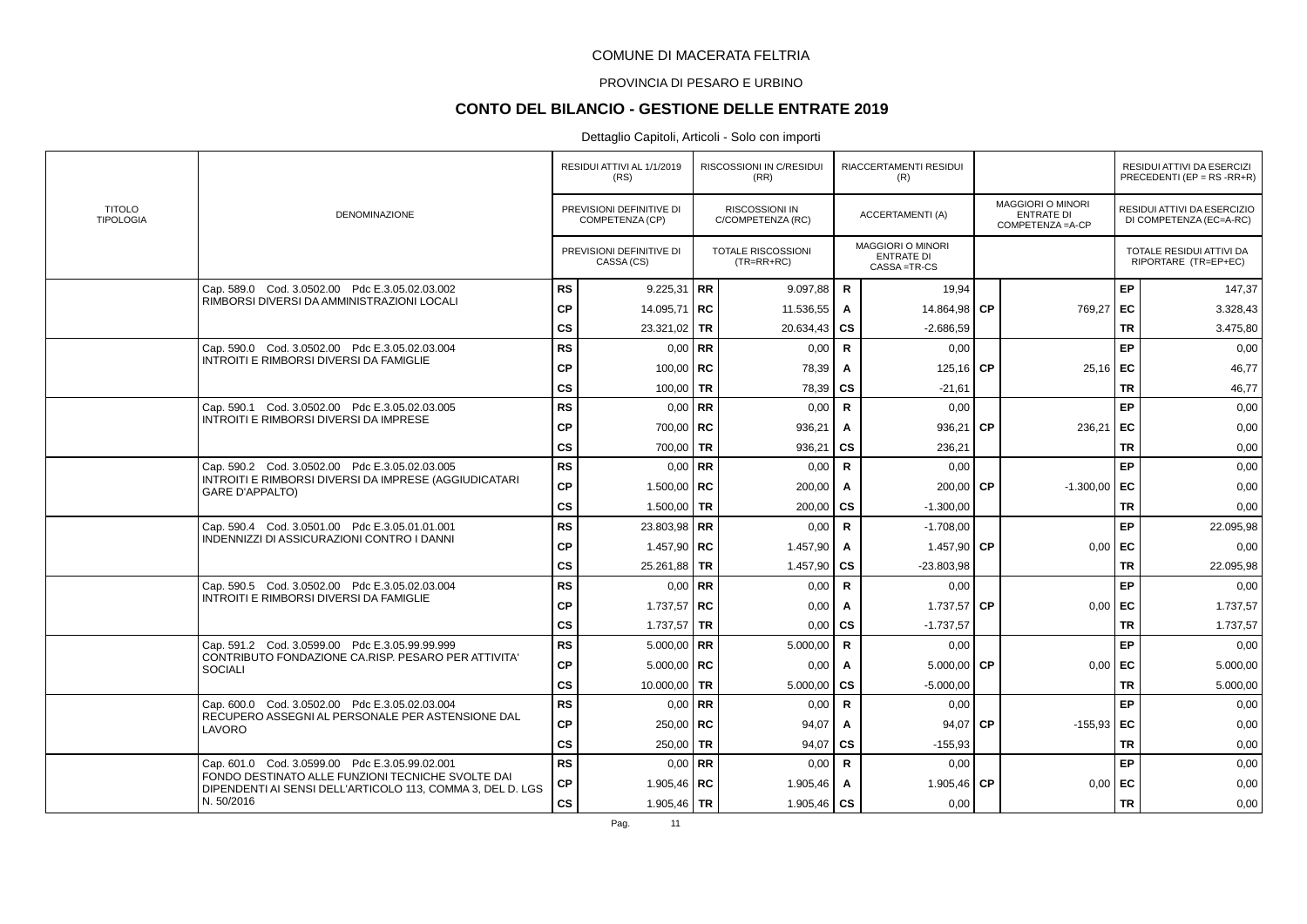COMUNE DI MACERATA FELTRIA

PROVINCIA DI PESARO E URBINO

## CONTO DEL BILANCIO - GESTIONE DELLE ENTRATE 2019

Dettaglio Capitoli, Articoli - Solo con importi

| TITOLO TIPOLOGIA | DENOMINAZIONE | | RESIDUI ATTIVI AL 1/1/2019 (RS) / PREVISIONI DEFINITIVE DI COMPETENZA (CP) / PREVISIONI DEFINITIVE DI CASSA (CS) | | RISCOSSIONI IN C/RESIDUI (RR) / RISCOSSIONI IN C/COMPETENZA (RC) / TOTALE RISCOSSIONI (TR=RR+RC) | | RIACCERTAMENTI RESIDUI (R) / ACCERTAMENTI (A) / MAGGIORI O MINORI ENTRATE DI CASSA =TR-CS | | MAGGIORI O MINORI ENTRATE DI COMPETENZA =A-CP | | RESIDUI ATTIVI DA ESERCIZI PRECEDENTI (EP = RS -RR+R) / RESIDUI ATTIVI DA ESERCIZIO DI COMPETENZA (EC=A-RC) / TOTALE RESIDUI ATTIVI DA RIPORTARE (TR=EP+EC) |
|---|---|---|---|---|---|---|---|---|---|---|---|
| | Cap. 589.0 Cod. 3.0502.00 Pdc E.3.05.02.03.002 RIMBORSI DIVERSI DA AMMINISTRAZIONI LOCALI | RS | 9.225,31 | RR | 9.097,88 | R | 19,94 | | | EP | 147,37 |
| | | CP | 14.095,71 | RC | 11.536,55 | A | 14.864,98 | CP | 769,27 | EC | 3.328,43 |
| | | CS | 23.321,02 | TR | 20.634,43 | CS | -2.686,59 | | | TR | 3.475,80 |
| | Cap. 590.0 Cod. 3.0502.00 Pdc E.3.05.02.03.004 INTROITI E RIMBORSI DIVERSI DA FAMIGLIE | RS | 0,00 | RR | 0,00 | R | 0,00 | | | EP | 0,00 |
| | | CP | 100,00 | RC | 78,39 | A | 125,16 | CP | 25,16 | EC | 46,77 |
| | | CS | 100,00 | TR | 78,39 | CS | -21,61 | | | TR | 46,77 |
| | Cap. 590.1 Cod. 3.0502.00 Pdc E.3.05.02.03.005 INTROITI E RIMBORSI DIVERSI DA IMPRESE | RS | 0,00 | RR | 0,00 | R | 0,00 | | | EP | 0,00 |
| | | CP | 700,00 | RC | 936,21 | A | 936,21 | CP | 236,21 | EC | 0,00 |
| | | CS | 700,00 | TR | 936,21 | CS | 236,21 | | | TR | 0,00 |
| | Cap. 590.2 Cod. 3.0502.00 Pdc E.3.05.02.03.005 INTROITI E RIMBORSI DIVERSI DA IMPRESE (AGGIUDICATARI GARE D'APPALTO) | RS | 0,00 | RR | 0,00 | R | 0,00 | | | EP | 0,00 |
| | | CP | 1.500,00 | RC | 200,00 | A | 200,00 | CP | -1.300,00 | EC | 0,00 |
| | | CS | 1.500,00 | TR | 200,00 | CS | -1.300,00 | | | TR | 0,00 |
| | Cap. 590.4 Cod. 3.0501.00 Pdc E.3.05.01.01.001 INDENNIZZI DI ASSICURAZIONI CONTRO I DANNI | RS | 23.803,98 | RR | 0,00 | R | -1.708,00 | | | EP | 22.095,98 |
| | | CP | 1.457,90 | RC | 1.457,90 | A | 1.457,90 | CP | 0,00 | EC | 0,00 |
| | | CS | 25.261,88 | TR | 1.457,90 | CS | -23.803,98 | | | TR | 22.095,98 |
| | Cap. 590.5 Cod. 3.0502.00 Pdc E.3.05.02.03.004 INTROITI E RIMBORSI DIVERSI DA FAMIGLIE | RS | 0,00 | RR | 0,00 | R | 0,00 | | | EP | 0,00 |
| | | CP | 1.737,57 | RC | 0,00 | A | 1.737,57 | CP | 0,00 | EC | 1.737,57 |
| | | CS | 1.737,57 | TR | 0,00 | CS | -1.737,57 | | | TR | 1.737,57 |
| | Cap. 591.2 Cod. 3.0599.00 Pdc E.3.05.99.99.999 CONTRIBUTO FONDAZIONE CA.RISP. PESARO PER ATTIVITA' SOCIALI | RS | 5.000,00 | RR | 5.000,00 | R | 0,00 | | | EP | 0,00 |
| | | CP | 5.000,00 | RC | 0,00 | A | 5.000,00 | CP | 0,00 | EC | 5.000,00 |
| | | CS | 10.000,00 | TR | 5.000,00 | CS | -5.000,00 | | | TR | 5.000,00 |
| | Cap. 600.0 Cod. 3.0502.00 Pdc E.3.05.02.03.004 RECUPERO ASSEGNI AL PERSONALE PER ASTENSIONE DAL LAVORO | RS | 0,00 | RR | 0,00 | R | 0,00 | | | EP | 0,00 |
| | | CP | 250,00 | RC | 94,07 | A | 94,07 | CP | -155,93 | EC | 0,00 |
| | | CS | 250,00 | TR | 94,07 | CS | -155,93 | | | TR | 0,00 |
| | Cap. 601.0 Cod. 3.0599.00 Pdc E.3.05.99.02.001 FONDO DESTINATO ALLE FUNZIONI TECNICHE SVOLTE DAI DIPENDENTI AI SENSI DELL'ARTICOLO 113, COMMA 3, DEL D. LGS N. 50/2016 | RS | 0,00 | RR | 0,00 | R | 0,00 | | | EP | 0,00 |
| | | CP | 1.905,46 | RC | 1.905,46 | A | 1.905,46 | CP | 0,00 | EC | 0,00 |
| | | CS | 1.905,46 | TR | 1.905,46 | CS | 0,00 | | | TR | 0,00 |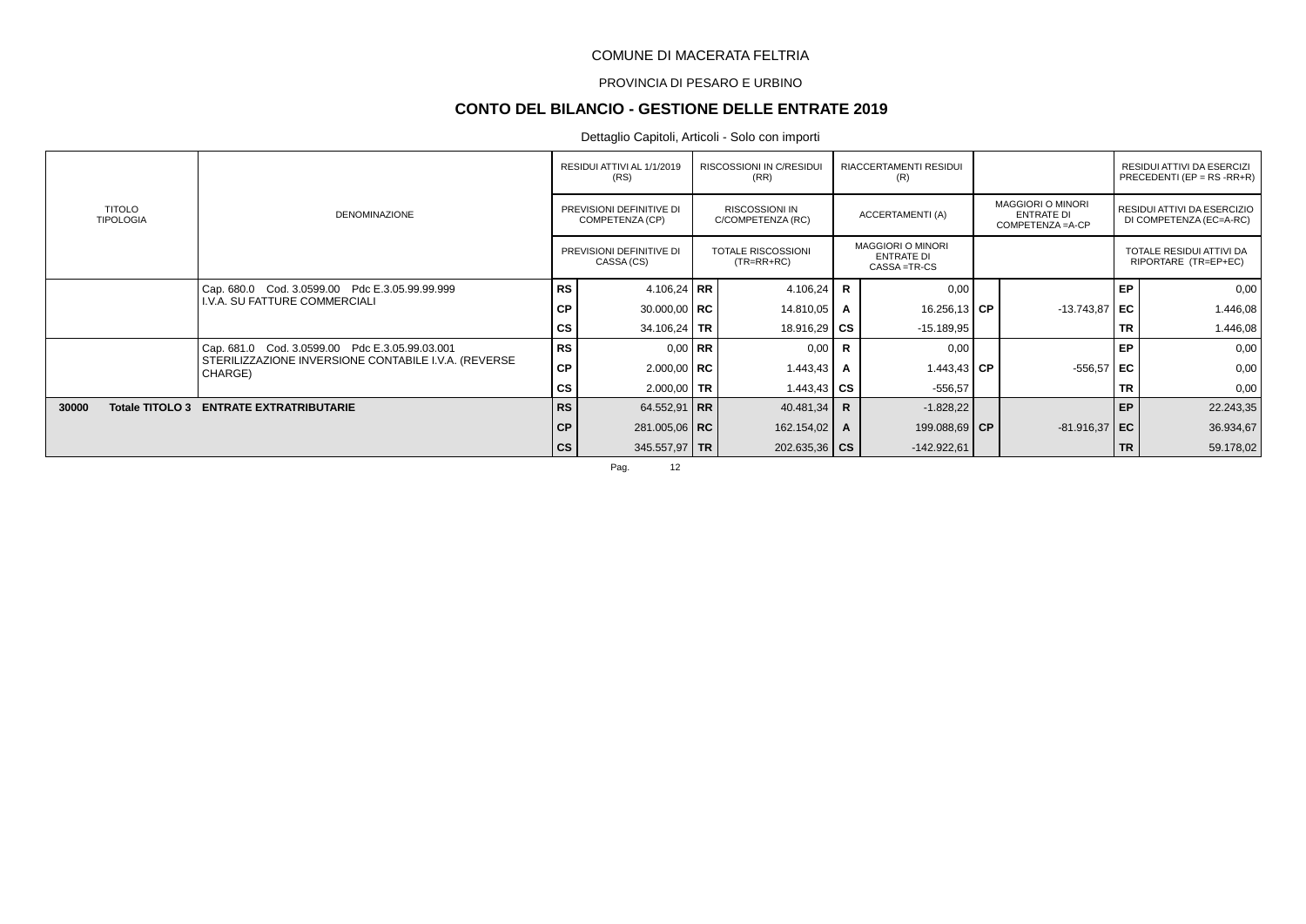COMUNE DI MACERATA FELTRIA

PROVINCIA DI PESARO E URBINO

## CONTO DEL BILANCIO - GESTIONE DELLE ENTRATE 2019

Dettaglio Capitoli, Articoli - Solo con importi

| TITOLO TIPOLOGIA | DENOMINAZIONE | | RESIDUI ATTIVI AL 1/1/2019 (RS) / PREVISIONI DEFINITIVE DI COMPETENZA (CP) / PREVISIONI DEFINITIVE DI CASSA (CS) | | RISCOSSIONI IN C/RESIDUI (RR) / RISCOSSIONI IN C/COMPETENZA (RC) / TOTALE RISCOSSIONI (TR=RR+RC) | | RIACCERTAMENTI RESIDUI (R) / ACCERTAMENTI (A) / MAGGIORI O MINORI ENTRATE DI CASSA =TR-CS | | MAGGIORI O MINORI ENTRATE DI COMPETENZA =A-CP | | RESIDUI ATTIVI DA ESERCIZI PRECEDENTI (EP = RS -RR+R) / RESIDUI ATTIVI DA ESERCIZIO DI COMPETENZA (EC=A-RC) / TOTALE RESIDUI ATTIVI DA RIPORTARE (TR=EP+EC) |
|---|---|---|---|---|---|---|---|---|---|---|---|
| | Cap. 680.0 Cod. 3.0599.00 Pdc E.3.05.99.99.999<br>I.V.A. SU FATTURE COMMERCIALI | RS | 4.106,24 | RR | 4.106,24 | R | 0,00 | | | EP | 0,00 |
| | | CP | 30.000,00 | RC | 14.810,05 | A | 16.256,13 | CP | -13.743,87 | EC | 1.446,08 |
| | | CS | 34.106,24 | TR | 18.916,29 | CS | -15.189,95 | | | TR | 1.446,08 |
| | Cap. 681.0 Cod. 3.0599.00 Pdc E.3.05.99.03.001<br>STERILIZZAZIONE INVERSIONE CONTABILE I.V.A. (REVERSE CHARGE) | RS | 0,00 | RR | 0,00 | R | 0,00 | | | EP | 0,00 |
| | | CP | 2.000,00 | RC | 1.443,43 | A | 1.443,43 | CP | -556,57 | EC | 0,00 |
| | | CS | 2.000,00 | TR | 1.443,43 | CS | -556,57 | | | TR | 0,00 |
| **30000** | **Totale TITOLO 3 ENTRATE EXTRATRIBUTARIE** | **RS** | 64.552,91 | **RR** | 40.481,34 | **R** | -1.828,22 | | | **EP** | 22.243,35 |
| | | **CP** | 281.005,06 | **RC** | 162.154,02 | **A** | 199.088,69 | **CP** | -81.916,37 | **EC** | 36.934,67 |
| | | **CS** | 345.557,97 | **TR** | 202.635,36 | **CS** | -142.922,61 | | | **TR** | 59.178,02 |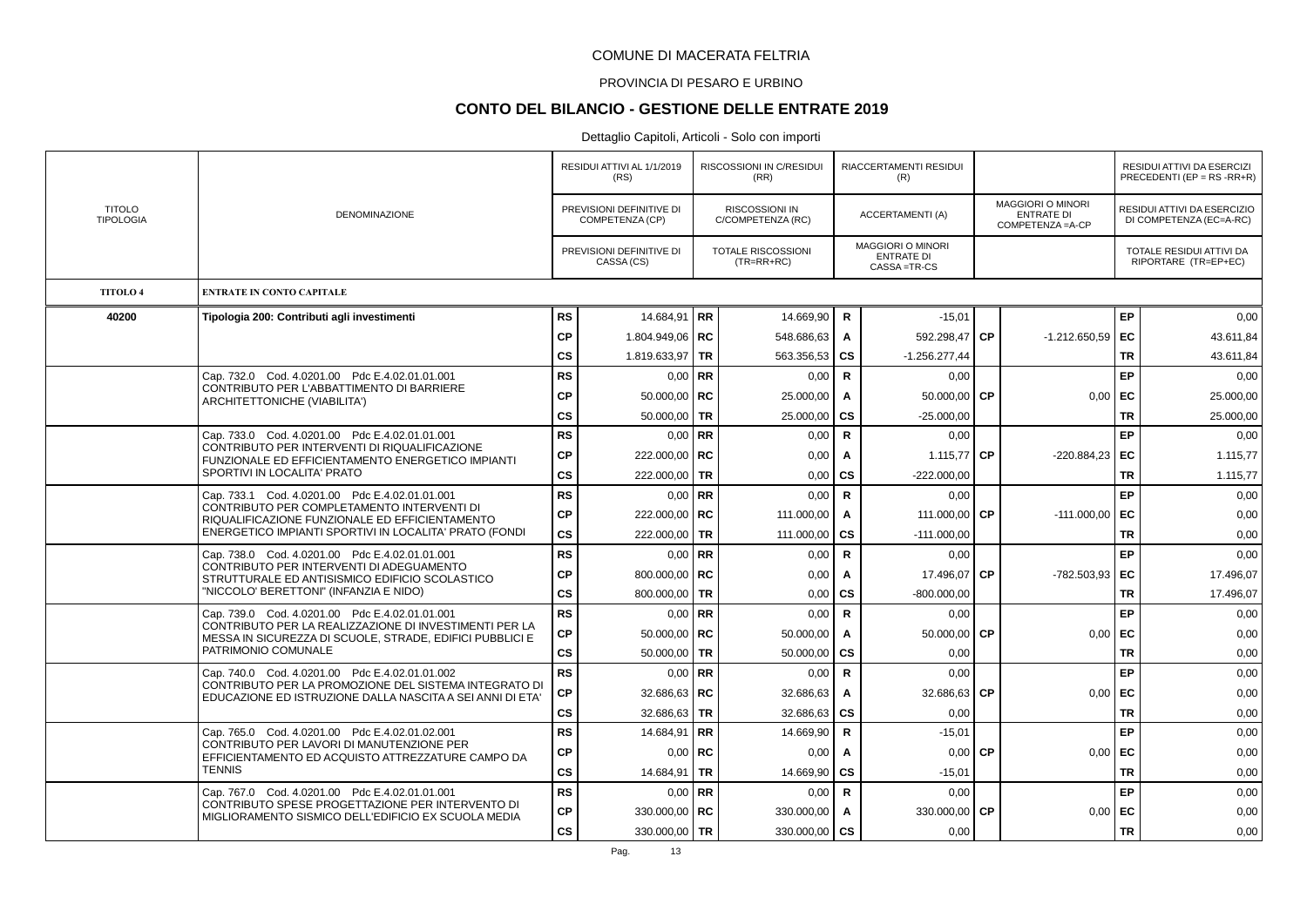COMUNE DI MACERATA FELTRIA

PROVINCIA DI PESARO E URBINO

# CONTO DEL BILANCIO - GESTIONE DELLE ENTRATE 2019

Dettaglio Capitoli, Articoli - Solo con importi

| TITOLO TIPOLOGIA | DENOMINAZIONE | | RESIDUI ATTIVI AL 1/1/2019 (RS) / PREVISIONI DEFINITIVE DI COMPETENZA (CP) / PREVISIONI DEFINITIVE DI CASSA (CS) | | RISCOSSIONI IN C/RESIDUI (RR) / RISCOSSIONI IN C/COMPETENZA (RC) / TOTALE RISCOSSIONI (TR=RR+RC) | | RIACCERTAMENTI RESIDUI (R) / ACCERTAMENTI (A) / MAGGIORI O MINORI ENTRATE DI CASSA =TR-CS | | MAGGIORI O MINORI ENTRATE DI COMPETENZA =A-CP | | RESIDUI ATTIVI DA ESERCIZI PRECEDENTI (EP = RS -RR+R) / RESIDUI ATTIVI DA ESERCIZIO DI COMPETENZA (EC=A-RC) / TOTALE RESIDUI ATTIVI DA RIPORTARE (TR=EP+EC) |
|---|---|---|---|---|---|---|---|---|---|---|---|
| **TITOLO 4** | **ENTRATE IN CONTO CAPITALE** | | | | | | | | | | |
| **40200** | **Tipologia 200: Contributi agli investimenti** | **RS** | 14.684,91 | **RR** | 14.669,90 | **R** | -15,01 | | | **EP** | 0,00 |
| | | **CP** | 1.804.949,06 | **RC** | 548.686,63 | **A** | 592.298,47 | **CP** | -1.212.650,59 | **EC** | 43.611,84 |
| | | **CS** | 1.819.633,97 | **TR** | 563.356,53 | **CS** | -1.256.277,44 | | | **TR** | 43.611,84 |
| | Cap. 732.0 Cod. 4.0201.00 Pdc E.4.02.01.01.001 CONTRIBUTO PER L'ABBATTIMENTO DI BARRIERE ARCHITETTONICHE (VIABILITA') | **RS** | 0,00 | **RR** | 0,00 | **R** | 0,00 | | | **EP** | 0,00 |
| | | **CP** | 50.000,00 | **RC** | 25.000,00 | **A** | 50.000,00 | **CP** | 0,00 | **EC** | 25.000,00 |
| | | **CS** | 50.000,00 | **TR** | 25.000,00 | **CS** | -25.000,00 | | | **TR** | 25.000,00 |
| | Cap. 733.0 Cod. 4.0201.00 Pdc E.4.02.01.01.001 CONTRIBUTO PER INTERVENTI DI RIQUALIFICAZIONE FUNZIONALE ED EFFICIENTAMENTO ENERGETICO IMPIANTI SPORTIVI IN LOCALITA' PRATO | **RS** | 0,00 | **RR** | 0,00 | **R** | 0,00 | | | **EP** | 0,00 |
| | | **CP** | 222.000,00 | **RC** | 0,00 | **A** | 1.115,77 | **CP** | -220.884,23 | **EC** | 1.115,77 |
| | | **CS** | 222.000,00 | **TR** | 0,00 | **CS** | -222.000,00 | | | **TR** | 1.115,77 |
| | Cap. 733.1 Cod. 4.0201.00 Pdc E.4.02.01.01.001 CONTRIBUTO PER COMPLETAMENTO INTERVENTI DI RIQUALIFICAZIONE FUNZIONALE ED EFFICIENTAMENTO ENERGETICO IMPIANTI SPORTIVI IN LOCALITA' PRATO (FONDI | **RS** | 0,00 | **RR** | 0,00 | **R** | 0,00 | | | **EP** | 0,00 |
| | | **CP** | 222.000,00 | **RC** | 111.000,00 | **A** | 111.000,00 | **CP** | -111.000,00 | **EC** | 0,00 |
| | | **CS** | 222.000,00 | **TR** | 111.000,00 | **CS** | -111.000,00 | | | **TR** | 0,00 |
| | Cap. 738.0 Cod. 4.0201.00 Pdc E.4.02.01.01.001 CONTRIBUTO PER INTERVENTI DI ADEGUAMENTO STRUTTURALE ED ANTISISMICO EDIFICIO SCOLASTICO "NICCOLO' BERETTONI" (INFANZIA E NIDO) | **RS** | 0,00 | **RR** | 0,00 | **R** | 0,00 | | | **EP** | 0,00 |
| | | **CP** | 800.000,00 | **RC** | 0,00 | **A** | 17.496,07 | **CP** | -782.503,93 | **EC** | 17.496,07 |
| | | **CS** | 800.000,00 | **TR** | 0,00 | **CS** | -800.000,00 | | | **TR** | 17.496,07 |
| | Cap. 739.0 Cod. 4.0201.00 Pdc E.4.02.01.01.001 CONTRIBUTO PER LA REALIZZAZIONE DI INVESTIMENTI PER LA MESSA IN SICUREZZA DI SCUOLE, STRADE, EDIFICI PUBBLICI E PATRIMONIO COMUNALE | **RS** | 0,00 | **RR** | 0,00 | **R** | 0,00 | | | **EP** | 0,00 |
| | | **CP** | 50.000,00 | **RC** | 50.000,00 | **A** | 50.000,00 | **CP** | 0,00 | **EC** | 0,00 |
| | | **CS** | 50.000,00 | **TR** | 50.000,00 | **CS** | 0,00 | | | **TR** | 0,00 |
| | Cap. 740.0 Cod. 4.0201.00 Pdc E.4.02.01.01.002 CONTRIBUTO PER LA PROMOZIONE DEL SISTEMA INTEGRATO DI EDUCAZIONE ED ISTRUZIONE DALLA NASCITA A SEI ANNI DI ETA' | **RS** | 0,00 | **RR** | 0,00 | **R** | 0,00 | | | **EP** | 0,00 |
| | | **CP** | 32.686,63 | **RC** | 32.686,63 | **A** | 32.686,63 | **CP** | 0,00 | **EC** | 0,00 |
| | | **CS** | 32.686,63 | **TR** | 32.686,63 | **CS** | 0,00 | | | **TR** | 0,00 |
| | Cap. 765.0 Cod. 4.0201.00 Pdc E.4.02.01.02.001 CONTRIBUTO PER LAVORI DI MANUTENZIONE PER EFFICIENTAMENTO ED ACQUISTO ATTREZZATURE CAMPO DA TENNIS | **RS** | 14.684,91 | **RR** | 14.669,90 | **R** | -15,01 | | | **EP** | 0,00 |
| | | **CP** | 0,00 | **RC** | 0,00 | **A** | 0,00 | **CP** | 0,00 | **EC** | 0,00 |
| | | **CS** | 14.684,91 | **TR** | 14.669,90 | **CS** | -15,01 | | | **TR** | 0,00 |
| | Cap. 767.0 Cod. 4.0201.00 Pdc E.4.02.01.01.001 CONTRIBUTO SPESE PROGETTAZIONE PER INTERVENTO DI MIGLIORAMENTO SISMICO DELL'EDIFICIO EX SCUOLA MEDIA | **RS** | 0,00 | **RR** | 0,00 | **R** | 0,00 | | | **EP** | 0,00 |
| | | **CP** | 330.000,00 | **RC** | 330.000,00 | **A** | 330.000,00 | **CP** | 0,00 | **EC** | 0,00 |
| | | **CS** | 330.000,00 | **TR** | 330.000,00 | **CS** | 0,00 | | | **TR** | 0,00 |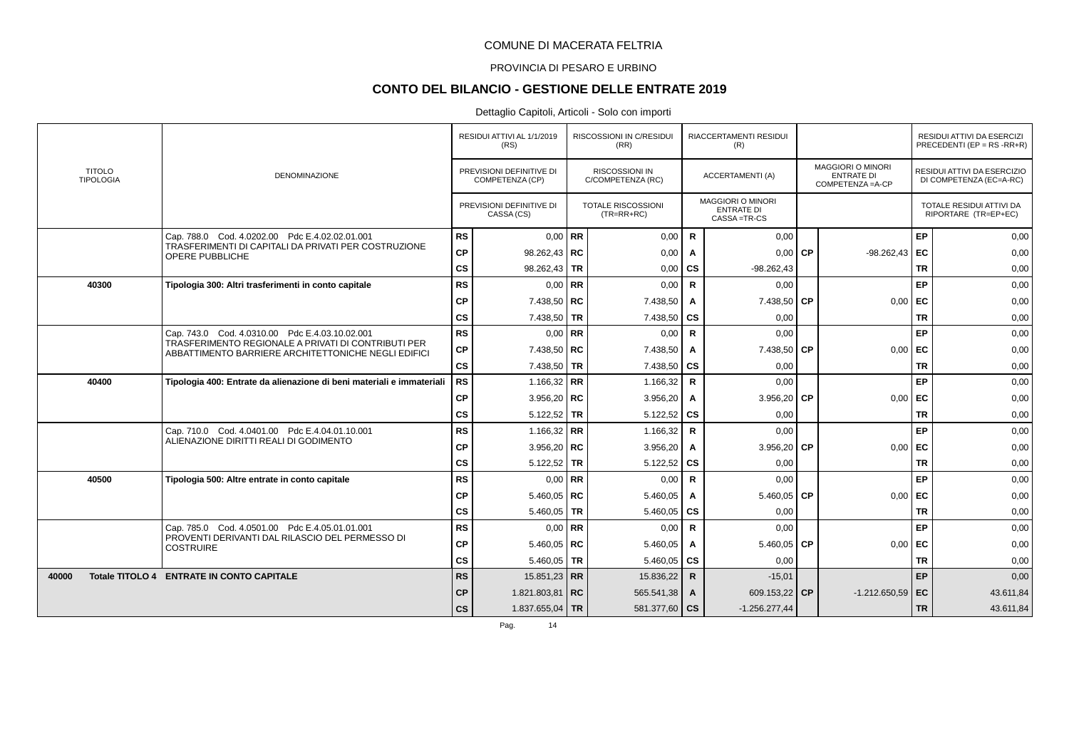COMUNE DI MACERATA FELTRIA

PROVINCIA DI PESARO E URBINO

## CONTO DEL BILANCIO - GESTIONE DELLE ENTRATE 2019

Dettaglio Capitoli, Articoli - Solo con importi

| TITOLO TIPOLOGIA | DENOMINAZIONE | | RESIDUI ATTIVI AL 1/1/2019 (RS) / PREVISIONI DEFINITIVE DI COMPETENZA (CP) / PREVISIONI DEFINITIVE DI CASSA (CS) | | RISCOSSIONI IN C/RESIDUI (RR) / RISCOSSIONI IN C/COMPETENZA (RC) / TOTALE RISCOSSIONI (TR=RR+RC) | | RIACCERTAMENTI RESIDUI (R) / ACCERTAMENTI (A) / MAGGIORI O MINORI ENTRATE DI CASSA =TR-CS | | MAGGIORI O MINORI ENTRATE DI COMPETENZA =A-CP | | RESIDUI ATTIVI DA ESERCIZI PRECEDENTI (EP = RS -RR+R) / RESIDUI ATTIVI DA ESERCIZIO DI COMPETENZA (EC=A-RC) / TOTALE RESIDUI ATTIVI DA RIPORTARE (TR=EP+EC) |
|---|---|---|---|---|---|---|---|---|---|---|---|
| | Cap. 788.0 Cod. 4.0202.00 Pdc E.4.02.02.01.001 TRASFERIMENTI DI CAPITALI DA PRIVATI PER COSTRUZIONE OPERE PUBBLICHE | RS | 0,00 | RR | 0,00 | R | 0,00 | | | EP | 0,00 |
| | | CP | 98.262,43 | RC | 0,00 | A | 0,00 | CP | -98.262,43 | EC | 0,00 |
| | | CS | 98.262,43 | TR | 0,00 | CS | -98.262,43 | | | TR | 0,00 |
| **40300** | **Tipologia 300: Altri trasferimenti in conto capitale** | RS | 0,00 | RR | 0,00 | R | 0,00 | | | EP | 0,00 |
| | | CP | 7.438,50 | RC | 7.438,50 | A | 7.438,50 | CP | 0,00 | EC | 0,00 |
| | | CS | 7.438,50 | TR | 7.438,50 | CS | 0,00 | | | TR | 0,00 |
| | Cap. 743.0 Cod. 4.0310.00 Pdc E.4.03.10.02.001 TRASFERIMENTO REGIONALE A PRIVATI DI CONTRIBUTI PER ABBATTIMENTO BARRIERE ARCHITETTONICHE NEGLI EDIFICI | RS | 0,00 | RR | 0,00 | R | 0,00 | | | EP | 0,00 |
| | | CP | 7.438,50 | RC | 7.438,50 | A | 7.438,50 | CP | 0,00 | EC | 0,00 |
| | | CS | 7.438,50 | TR | 7.438,50 | CS | 0,00 | | | TR | 0,00 |
| **40400** | **Tipologia 400: Entrate da alienazione di beni materiali e immateriali** | RS | 1.166,32 | RR | 1.166,32 | R | 0,00 | | | EP | 0,00 |
| | | CP | 3.956,20 | RC | 3.956,20 | A | 3.956,20 | CP | 0,00 | EC | 0,00 |
| | | CS | 5.122,52 | TR | 5.122,52 | CS | 0,00 | | | TR | 0,00 |
| | Cap. 710.0 Cod. 4.0401.00 Pdc E.4.04.01.10.001 ALIENAZIONE DIRITTI REALI DI GODIMENTO | RS | 1.166,32 | RR | 1.166,32 | R | 0,00 | | | EP | 0,00 |
| | | CP | 3.956,20 | RC | 3.956,20 | A | 3.956,20 | CP | 0,00 | EC | 0,00 |
| | | CS | 5.122,52 | TR | 5.122,52 | CS | 0,00 | | | TR | 0,00 |
| **40500** | **Tipologia 500: Altre entrate in conto capitale** | RS | 0,00 | RR | 0,00 | R | 0,00 | | | EP | 0,00 |
| | | CP | 5.460,05 | RC | 5.460,05 | A | 5.460,05 | CP | 0,00 | EC | 0,00 |
| | | CS | 5.460,05 | TR | 5.460,05 | CS | 0,00 | | | TR | 0,00 |
| | Cap. 785.0 Cod. 4.0501.00 Pdc E.4.05.01.01.001 PROVENTI DERIVANTI DAL RILASCIO DEL PERMESSO DI COSTRUIRE | RS | 0,00 | RR | 0,00 | R | 0,00 | | | EP | 0,00 |
| | | CP | 5.460,05 | RC | 5.460,05 | A | 5.460,05 | CP | 0,00 | EC | 0,00 |
| | | CS | 5.460,05 | TR | 5.460,05 | CS | 0,00 | | | TR | 0,00 |
| **40000 Totale TITOLO 4** | **ENTRATE IN CONTO CAPITALE** | RS | 15.851,23 | RR | 15.836,22 | R | -15,01 | | | EP | 0,00 |
| | | CP | 1.821.803,81 | RC | 565.541,38 | A | 609.153,22 | CP | -1.212.650,59 | EC | 43.611,84 |
| | | CS | 1.837.655,04 | TR | 581.377,60 | CS | -1.256.277,44 | | | TR | 43.611,84 |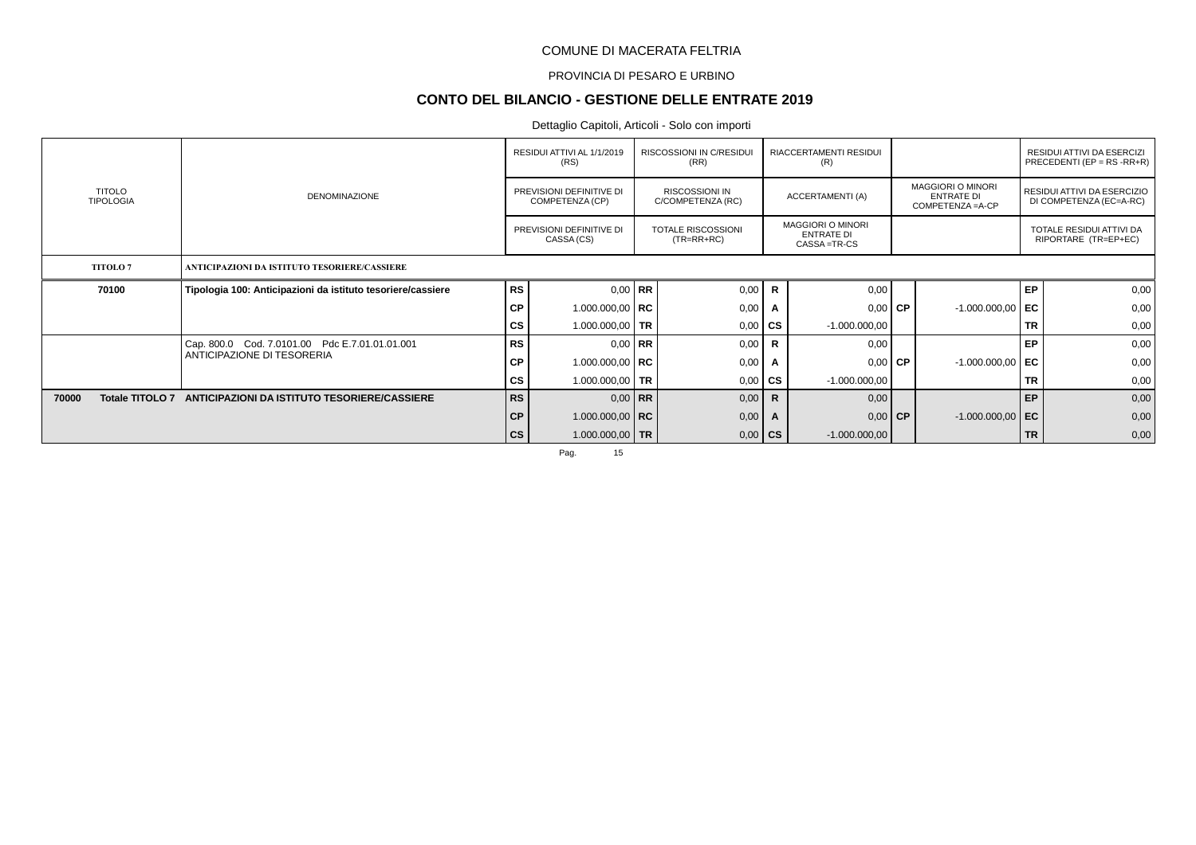COMUNE DI MACERATA FELTRIA

PROVINCIA DI PESARO E URBINO

# CONTO DEL BILANCIO - GESTIONE DELLE ENTRATE 2019

Dettaglio Capitoli, Articoli - Solo con importi

| TITOLO TIPOLOGIA | DENOMINAZIONE | | RESIDUI ATTIVI AL 1/1/2019 (RS) / PREVISIONI DEFINITIVE DI COMPETENZA (CP) / PREVISIONI DEFINITIVE DI CASSA (CS) | | RISCOSSIONI IN C/RESIDUI (RR) / RISCOSSIONI IN C/COMPETENZA (RC) / TOTALE RISCOSSIONI (TR=RR+RC) | | RIACCERTAMENTI RESIDUI (R) / ACCERTAMENTI (A) / MAGGIORI O MINORI ENTRATE DI CASSA =TR-CS | | MAGGIORI O MINORI ENTRATE DI COMPETENZA =A-CP | | RESIDUI ATTIVI DA ESERCIZI PRECEDENTI (EP = RS -RR+R) / RESIDUI ATTIVI DA ESERCIZIO DI COMPETENZA (EC=A-RC) / TOTALE RESIDUI ATTIVI DA RIPORTARE (TR=EP+EC) |
|---|---|---|---|---|---|---|---|---|---|---|---|
| **TITOLO 7** | **ANTICIPAZIONI DA ISTITUTO TESORIERE/CASSIERE** | | | | | | | | | | |
| **70100** | **Tipologia 100: Anticipazioni da istituto tesoriere/cassiere** | **RS** | 0,00 | **RR** | 0,00 | **R** | 0,00 | | | **EP** | 0,00 |
| | | **CP** | 1.000.000,00 | **RC** | 0,00 | **A** | 0,00 | **CP** | -1.000.000,00 | **EC** | 0,00 |
| | | **CS** | 1.000.000,00 | **TR** | 0,00 | **CS** | -1.000.000,00 | | | **TR** | 0,00 |
| | Cap. 800.0 Cod. 7.0101.00 Pdc E.7.01.01.01.001 ANTICIPAZIONE DI TESORERIA | **RS** | 0,00 | **RR** | 0,00 | **R** | 0,00 | | | **EP** | 0,00 |
| | | **CP** | 1.000.000,00 | **RC** | 0,00 | **A** | 0,00 | **CP** | -1.000.000,00 | **EC** | 0,00 |
| | | **CS** | 1.000.000,00 | **TR** | 0,00 | **CS** | -1.000.000,00 | | | **TR** | 0,00 |
| **70000 Totale TITOLO 7** | **ANTICIPAZIONI DA ISTITUTO TESORIERE/CASSIERE** | **RS** | 0,00 | **RR** | 0,00 | **R** | 0,00 | | | **EP** | 0,00 |
| | | **CP** | 1.000.000,00 | **RC** | 0,00 | **A** | 0,00 | **CP** | -1.000.000,00 | **EC** | 0,00 |
| | | **CS** | 1.000.000,00 | **TR** | 0,00 | **CS** | -1.000.000,00 | | | **TR** | 0,00 |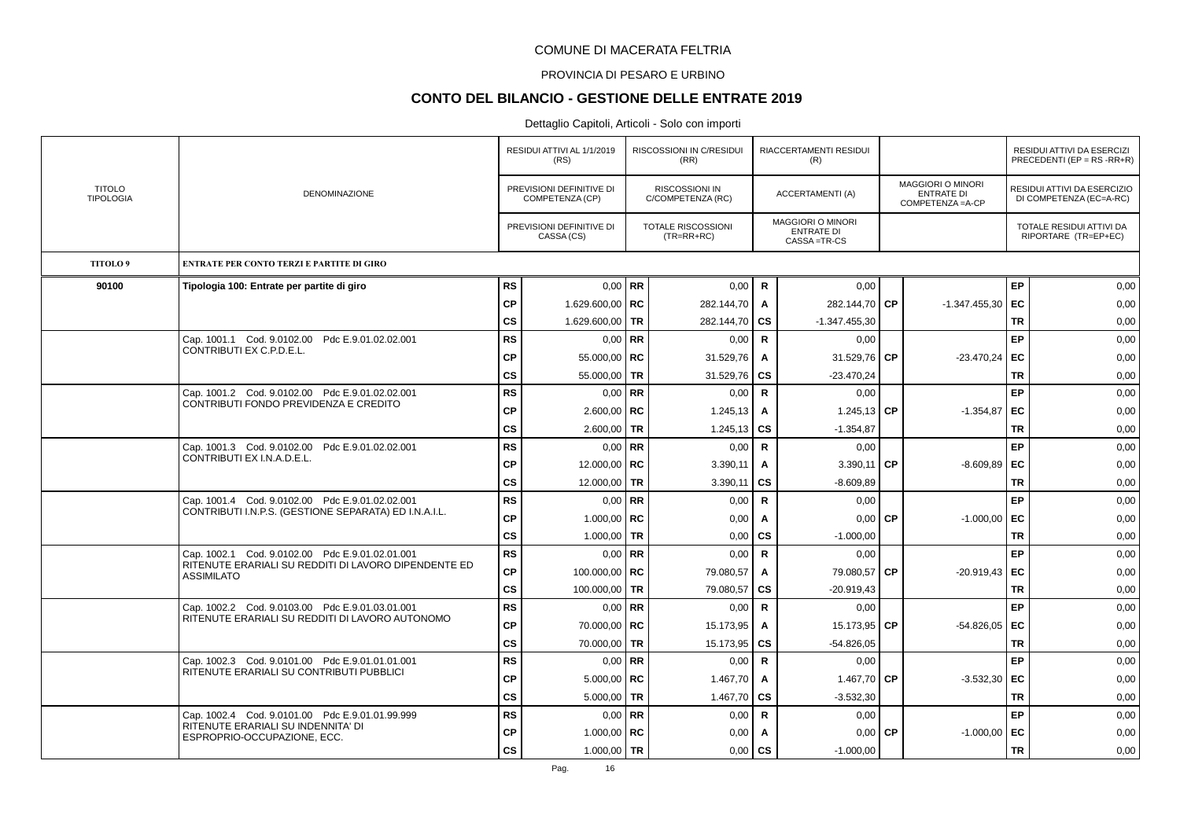COMUNE DI MACERATA FELTRIA

PROVINCIA DI PESARO E URBINO

## CONTO DEL BILANCIO - GESTIONE DELLE ENTRATE 2019

Dettaglio Capitoli, Articoli - Solo con importi

| TITOLO TIPOLOGIA | DENOMINAZIONE | | RESIDUI ATTIVI AL 1/1/2019 (RS) / PREVISIONI DEFINITIVE DI COMPETENZA (CP) / PREVISIONI DEFINITIVE DI CASSA (CS) | | RISCOSSIONI IN C/RESIDUI (RR) / RISCOSSIONI IN C/COMPETENZA (RC) / TOTALE RISCOSSIONI (TR=RR+RC) | | RIACCERTAMENTI RESIDUI (R) / ACCERTAMENTI (A) / MAGGIORI O MINORI ENTRATE DI CASSA =TR-CS | | MAGGIORI O MINORI ENTRATE DI COMPETENZA =A-CP | | RESIDUI ATTIVI DA ESERCIZI PRECEDENTI (EP = RS -RR+R) / RESIDUI ATTIVI DA ESERCIZIO DI COMPETENZA (EC=A-RC) / TOTALE RESIDUI ATTIVI DA RIPORTARE (TR=EP+EC) |
|---|---|---|---|---|---|---|---|---|---|---|---|
| **TITOLO 9** | **ENTRATE PER CONTO TERZI E PARTITE DI GIRO** | | | | | | | | | | |
| **90100** | **Tipologia 100: Entrate per partite di giro** | **RS** | 0,00 | **RR** | 0,00 | **R** | 0,00 | | | **EP** | 0,00 |
| | | **CP** | 1.629.600,00 | **RC** | 282.144,70 | **A** | 282.144,70 | **CP** | -1.347.455,30 | **EC** | 0,00 |
| | | **CS** | 1.629.600,00 | **TR** | 282.144,70 | **CS** | -1.347.455,30 | | | **TR** | 0,00 |
| | Cap. 1001.1 Cod. 9.0102.00 Pdc E.9.01.02.02.001 CONTRIBUTI EX C.P.D.E.L. | **RS** | 0,00 | **RR** | 0,00 | **R** | 0,00 | | | **EP** | 0,00 |
| | | **CP** | 55.000,00 | **RC** | 31.529,76 | **A** | 31.529,76 | **CP** | -23.470,24 | **EC** | 0,00 |
| | | **CS** | 55.000,00 | **TR** | 31.529,76 | **CS** | -23.470,24 | | | **TR** | 0,00 |
| | Cap. 1001.2 Cod. 9.0102.00 Pdc E.9.01.02.02.001 CONTRIBUTI FONDO PREVIDENZA E CREDITO | **RS** | 0,00 | **RR** | 0,00 | **R** | 0,00 | | | **EP** | 0,00 |
| | | **CP** | 2.600,00 | **RC** | 1.245,13 | **A** | 1.245,13 | **CP** | -1.354,87 | **EC** | 0,00 |
| | | **CS** | 2.600,00 | **TR** | 1.245,13 | **CS** | -1.354,87 | | | **TR** | 0,00 |
| | Cap. 1001.3 Cod. 9.0102.00 Pdc E.9.01.02.02.001 CONTRIBUTI EX I.N.A.D.E.L. | **RS** | 0,00 | **RR** | 0,00 | **R** | 0,00 | | | **EP** | 0,00 |
| | | **CP** | 12.000,00 | **RC** | 3.390,11 | **A** | 3.390,11 | **CP** | -8.609,89 | **EC** | 0,00 |
| | | **CS** | 12.000,00 | **TR** | 3.390,11 | **CS** | -8.609,89 | | | **TR** | 0,00 |
| | Cap. 1001.4 Cod. 9.0102.00 Pdc E.9.01.02.02.001 CONTRIBUTI I.N.P.S. (GESTIONE SEPARATA) ED I.N.A.I.L. | **RS** | 0,00 | **RR** | 0,00 | **R** | 0,00 | | | **EP** | 0,00 |
| | | **CP** | 1.000,00 | **RC** | 0,00 | **A** | 0,00 | **CP** | -1.000,00 | **EC** | 0,00 |
| | | **CS** | 1.000,00 | **TR** | 0,00 | **CS** | -1.000,00 | | | **TR** | 0,00 |
| | Cap. 1002.1 Cod. 9.0102.00 Pdc E.9.01.02.01.001 RITENUTE ERARIALI SU REDDITI DI LAVORO DIPENDENTE ED ASSIMILATO | **RS** | 0,00 | **RR** | 0,00 | **R** | 0,00 | | | **EP** | 0,00 |
| | | **CP** | 100.000,00 | **RC** | 79.080,57 | **A** | 79.080,57 | **CP** | -20.919,43 | **EC** | 0,00 |
| | | **CS** | 100.000,00 | **TR** | 79.080,57 | **CS** | -20.919,43 | | | **TR** | 0,00 |
| | Cap. 1002.2 Cod. 9.0103.00 Pdc E.9.01.03.01.001 RITENUTE ERARIALI SU REDDITI DI LAVORO AUTONOMO | **RS** | 0,00 | **RR** | 0,00 | **R** | 0,00 | | | **EP** | 0,00 |
| | | **CP** | 70.000,00 | **RC** | 15.173,95 | **A** | 15.173,95 | **CP** | -54.826,05 | **EC** | 0,00 |
| | | **CS** | 70.000,00 | **TR** | 15.173,95 | **CS** | -54.826,05 | | | **TR** | 0,00 |
| | Cap. 1002.3 Cod. 9.0101.00 Pdc E.9.01.01.01.001 RITENUTE ERARIALI SU CONTRIBUTI PUBBLICI | **RS** | 0,00 | **RR** | 0,00 | **R** | 0,00 | | | **EP** | 0,00 |
| | | **CP** | 5.000,00 | **RC** | 1.467,70 | **A** | 1.467,70 | **CP** | -3.532,30 | **EC** | 0,00 |
| | | **CS** | 5.000,00 | **TR** | 1.467,70 | **CS** | -3.532,30 | | | **TR** | 0,00 |
| | Cap. 1002.4 Cod. 9.0101.00 Pdc E.9.01.01.99.999 RITENUTE ERARIALI SU INDENNITA' DI ESPROPRIO-OCCUPAZIONE, ECC. | **RS** | 0,00 | **RR** | 0,00 | **R** | 0,00 | | | **EP** | 0,00 |
| | | **CP** | 1.000,00 | **RC** | 0,00 | **A** | 0,00 | **CP** | -1.000,00 | **EC** | 0,00 |
| | | **CS** | 1.000,00 | **TR** | 0,00 | **CS** | -1.000,00 | | | **TR** | 0,00 |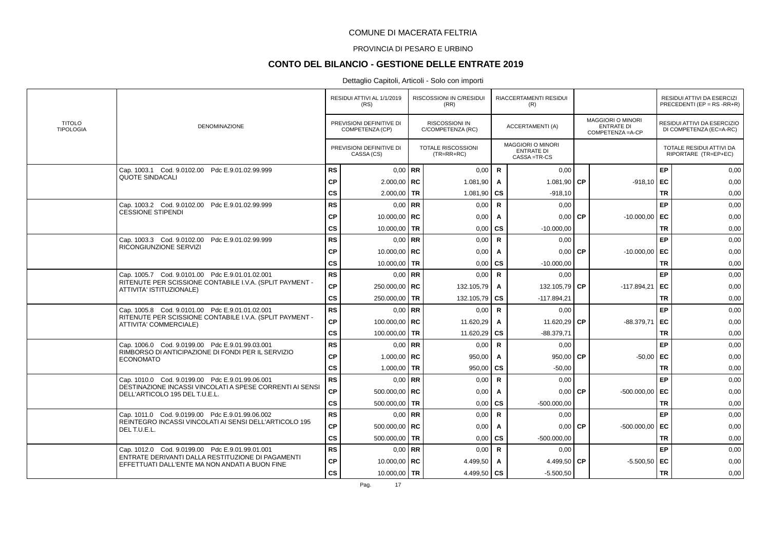COMUNE DI MACERATA FELTRIA

PROVINCIA DI PESARO E URBINO

# CONTO DEL BILANCIO - GESTIONE DELLE ENTRATE 2019

Dettaglio Capitoli, Articoli - Solo con importi

| TITOLO TIPOLOGIA | DENOMINAZIONE | | RESIDUI ATTIVI AL 1/1/2019 (RS) / PREVISIONI DEFINITIVE DI COMPETENZA (CP) / PREVISIONI DEFINITIVE DI CASSA (CS) | | RISCOSSIONI IN C/RESIDUI (RR) / RISCOSSIONI IN C/COMPETENZA (RC) / TOTALE RISCOSSIONI (TR=RR+RC) | | RIACCERTAMENTI RESIDUI (R) / ACCERTAMENTI (A) / MAGGIORI O MINORI ENTRATE DI CASSA =TR-CS | | MAGGIORI O MINORI ENTRATE DI COMPETENZA =A-CP | | RESIDUI ATTIVI DA ESERCIZI PRECEDENTI (EP = RS -RR+R) / RESIDUI ATTIVI DA ESERCIZIO DI COMPETENZA (EC=A-RC) / TOTALE RESIDUI ATTIVI DA RIPORTARE (TR=EP+EC) |
|---|---|---|---|---|---|---|---|---|---|---|---|
| | Cap. 1003.1 Cod. 9.0102.00 Pdc E.9.01.02.99.999 QUOTE SINDACALI | RS | 0,00 | RR | 0,00 | R | 0,00 | | | EP | 0,00 |
| | | CP | 2.000,00 | RC | 1.081,90 | A | 1.081,90 | CP | -918,10 | EC | 0,00 |
| | | CS | 2.000,00 | TR | 1.081,90 | CS | -918,10 | | | TR | 0,00 |
| | Cap. 1003.2 Cod. 9.0102.00 Pdc E.9.01.02.99.999 CESSIONE STIPENDI | RS | 0,00 | RR | 0,00 | R | 0,00 | | | EP | 0,00 |
| | | CP | 10.000,00 | RC | 0,00 | A | 0,00 | CP | -10.000,00 | EC | 0,00 |
| | | CS | 10.000,00 | TR | 0,00 | CS | -10.000,00 | | | TR | 0,00 |
| | Cap. 1003.3 Cod. 9.0102.00 Pdc E.9.01.02.99.999 RICONGIUNZIONE SERVIZI | RS | 0,00 | RR | 0,00 | R | 0,00 | | | EP | 0,00 |
| | | CP | 10.000,00 | RC | 0,00 | A | 0,00 | CP | -10.000,00 | EC | 0,00 |
| | | CS | 10.000,00 | TR | 0,00 | CS | -10.000,00 | | | TR | 0,00 |
| | Cap. 1005.7 Cod. 9.0101.00 Pdc E.9.01.01.02.001 RITENUTE PER SCISSIONE CONTABILE I.V.A. (SPLIT PAYMENT - ATTIVITA' ISTITUZIONALE) | RS | 0,00 | RR | 0,00 | R | 0,00 | | | EP | 0,00 |
| | | CP | 250.000,00 | RC | 132.105,79 | A | 132.105,79 | CP | -117.894,21 | EC | 0,00 |
| | | CS | 250.000,00 | TR | 132.105,79 | CS | -117.894,21 | | | TR | 0,00 |
| | Cap. 1005.8 Cod. 9.0101.00 Pdc E.9.01.01.02.001 RITENUTE PER SCISSIONE CONTABILE I.V.A. (SPLIT PAYMENT - ATTIVITA' COMMERCIALE) | RS | 0,00 | RR | 0,00 | R | 0,00 | | | EP | 0,00 |
| | | CP | 100.000,00 | RC | 11.620,29 | A | 11.620,29 | CP | -88.379,71 | EC | 0,00 |
| | | CS | 100.000,00 | TR | 11.620,29 | CS | -88.379,71 | | | TR | 0,00 |
| | Cap. 1006.0 Cod. 9.0199.00 Pdc E.9.01.99.03.001 RIMBORSO DI ANTICIPAZIONE DI FONDI PER IL SERVIZIO ECONOMATO | RS | 0,00 | RR | 0,00 | R | 0,00 | | | EP | 0,00 |
| | | CP | 1.000,00 | RC | 950,00 | A | 950,00 | CP | -50,00 | EC | 0,00 |
| | | CS | 1.000,00 | TR | 950,00 | CS | -50,00 | | | TR | 0,00 |
| | Cap. 1010.0 Cod. 9.0199.00 Pdc E.9.01.99.06.001 DESTINAZIONE INCASSI VINCOLATI A SPESE CORRENTI AI SENSI DELL'ARTICOLO 195 DEL T.U.E.L. | RS | 0,00 | RR | 0,00 | R | 0,00 | | | EP | 0,00 |
| | | CP | 500.000,00 | RC | 0,00 | A | 0,00 | CP | -500.000,00 | EC | 0,00 |
| | | CS | 500.000,00 | TR | 0,00 | CS | -500.000,00 | | | TR | 0,00 |
| | Cap. 1011.0 Cod. 9.0199.00 Pdc E.9.01.99.06.002 REINTEGRO INCASSI VINCOLATI AI SENSI DELL'ARTICOLO 195 DEL T.U.E.L. | RS | 0,00 | RR | 0,00 | R | 0,00 | | | EP | 0,00 |
| | | CP | 500.000,00 | RC | 0,00 | A | 0,00 | CP | -500.000,00 | EC | 0,00 |
| | | CS | 500.000,00 | TR | 0,00 | CS | -500.000,00 | | | TR | 0,00 |
| | Cap. 1012.0 Cod. 9.0199.00 Pdc E.9.01.99.01.001 ENTRATE DERIVANTI DALLA RESTITUZIONE DI PAGAMENTI EFFETTUATI DALL'ENTE MA NON ANDATI A BUON FINE | RS | 0,00 | RR | 0,00 | R | 0,00 | | | EP | 0,00 |
| | | CP | 10.000,00 | RC | 4.499,50 | A | 4.499,50 | CP | -5.500,50 | EC | 0,00 |
| | | CS | 10.000,00 | TR | 4.499,50 | CS | -5.500,50 | | | TR | 0,00 |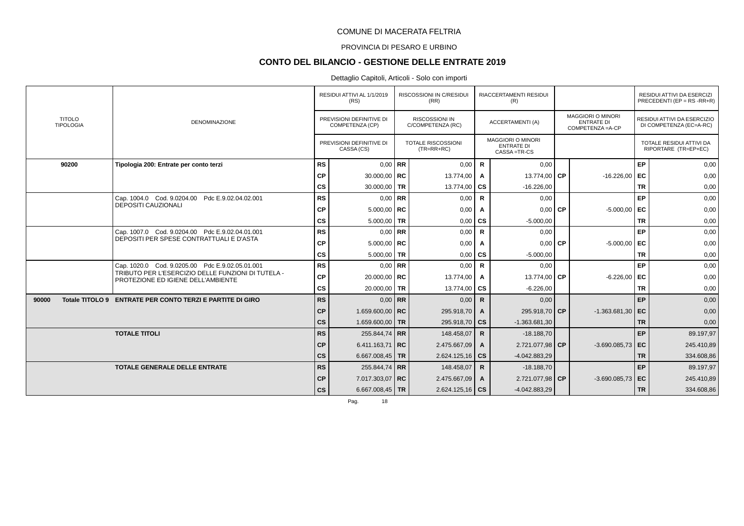COMUNE DI MACERATA FELTRIA

PROVINCIA DI PESARO E URBINO

## CONTO DEL BILANCIO - GESTIONE DELLE ENTRATE 2019

Dettaglio Capitoli, Articoli - Solo con importi

| TITOLO TIPOLOGIA | DENOMINAZIONE | | RESIDUI ATTIVI AL 1/1/2019 (RS) / PREVISIONI DEFINITIVE DI COMPETENZA (CP) / PREVISIONI DEFINITIVE DI CASSA (CS) | | RISCOSSIONI IN C/RESIDUI (RR) / RISCOSSIONI IN C/COMPETENZA (RC) / TOTALE RISCOSSIONI (TR=RR+RC) | | RIACCERTAMENTI RESIDUI (R) / ACCERTAMENTI (A) / MAGGIORI O MINORI ENTRATE DI CASSA =TR-CS | | MAGGIORI O MINORI ENTRATE DI COMPETENZA =A-CP | | RESIDUI ATTIVI DA ESERCIZI PRECEDENTI (EP = RS -RR+R) / RESIDUI ATTIVI DA ESERCIZIO DI COMPETENZA (EC=A-RC) / TOTALE RESIDUI ATTIVI DA RIPORTARE (TR=EP+EC) |
|---|---|---|---|---|---|---|---|---|---|---|---|
| **90200** | **Tipologia 200: Entrate per conto terzi** | **RS** | 0,00 | **RR** | 0,00 | **R** | 0,00 | | | **EP** | 0,00 |
| | | **CP** | 30.000,00 | **RC** | 13.774,00 | **A** | 13.774,00 | **CP** | -16.226,00 | **EC** | 0,00 |
| | | **CS** | 30.000,00 | **TR** | 13.774,00 | **CS** | -16.226,00 | | | **TR** | 0,00 |
| | Cap. 1004.0 Cod. 9.0204.00 Pdc E.9.02.04.02.001 DEPOSITI CAUZIONALI | **RS** | 0,00 | **RR** | 0,00 | **R** | 0,00 | | | **EP** | 0,00 |
| | | **CP** | 5.000,00 | **RC** | 0,00 | **A** | 0,00 | **CP** | -5.000,00 | **EC** | 0,00 |
| | | **CS** | 5.000,00 | **TR** | 0,00 | **CS** | -5.000,00 | | | **TR** | 0,00 |
| | Cap. 1007.0 Cod. 9.0204.00 Pdc E.9.02.04.01.001 DEPOSITI PER SPESE CONTRATTUALI E D'ASTA | **RS** | 0,00 | **RR** | 0,00 | **R** | 0,00 | | | **EP** | 0,00 |
| | | **CP** | 5.000,00 | **RC** | 0,00 | **A** | 0,00 | **CP** | -5.000,00 | **EC** | 0,00 |
| | | **CS** | 5.000,00 | **TR** | 0,00 | **CS** | -5.000,00 | | | **TR** | 0,00 |
| | Cap. 1020.0 Cod. 9.0205.00 Pdc E.9.02.05.01.001 TRIBUTO PER L'ESERCIZIO DELLE FUNZIONI DI TUTELA - PROTEZIONE ED IGIENE DELL'AMBIENTE | **RS** | 0,00 | **RR** | 0,00 | **R** | 0,00 | | | **EP** | 0,00 |
| | | **CP** | 20.000,00 | **RC** | 13.774,00 | **A** | 13.774,00 | **CP** | -6.226,00 | **EC** | 0,00 |
| | | **CS** | 20.000,00 | **TR** | 13.774,00 | **CS** | -6.226,00 | | | **TR** | 0,00 |
| **90000 Totale TITOLO 9** | **ENTRATE PER CONTO TERZI E PARTITE DI GIRO** | **RS** | 0,00 | **RR** | 0,00 | **R** | 0,00 | | | **EP** | 0,00 |
| | | **CP** | 1.659.600,00 | **RC** | 295.918,70 | **A** | 295.918,70 | **CP** | -1.363.681,30 | **EC** | 0,00 |
| | | **CS** | 1.659.600,00 | **TR** | 295.918,70 | **CS** | -1.363.681,30 | | | **TR** | 0,00 |
| | **TOTALE TITOLI** | **RS** | 255.844,74 | **RR** | 148.458,07 | **R** | -18.188,70 | | | **EP** | 89.197,97 |
| | | **CP** | 6.411.163,71 | **RC** | 2.475.667,09 | **A** | 2.721.077,98 | **CP** | -3.690.085,73 | **EC** | 245.410,89 |
| | | **CS** | 6.667.008,45 | **TR** | 2.624.125,16 | **CS** | -4.042.883,29 | | | **TR** | 334.608,86 |
| | **TOTALE GENERALE DELLE ENTRATE** | **RS** | 255.844,74 | **RR** | 148.458,07 | **R** | -18.188,70 | | | **EP** | 89.197,97 |
| | | **CP** | 7.017.303,07 | **RC** | 2.475.667,09 | **A** | 2.721.077,98 | **CP** | -3.690.085,73 | **EC** | 245.410,89 |
| | | **CS** | 6.667.008,45 | **TR** | 2.624.125,16 | **CS** | -4.042.883,29 | | | **TR** | 334.608,86 |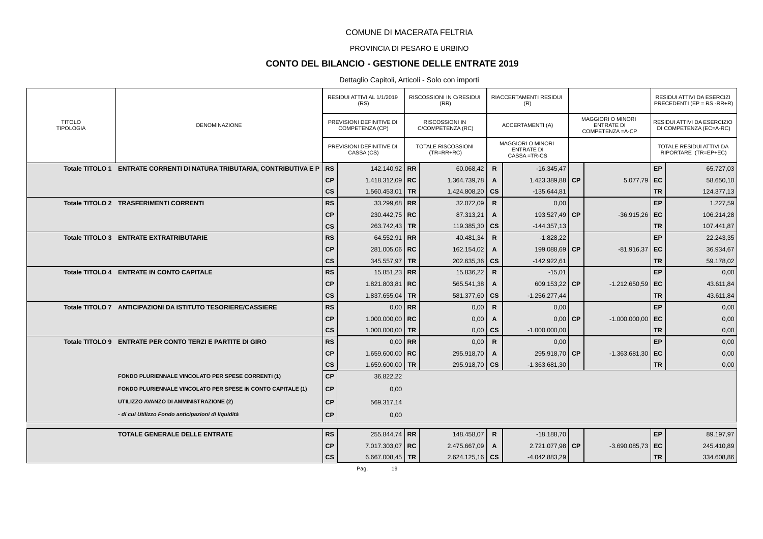COMUNE DI MACERATA FELTRIA

PROVINCIA DI PESARO E URBINO

# CONTO DEL BILANCIO - GESTIONE DELLE ENTRATE 2019

Dettaglio Capitoli, Articoli - Solo con importi

| TITOLO TIPOLOGIA | DENOMINAZIONE | | RESIDUI ATTIVI AL 1/1/2019 (RS) / PREVISIONI DEFINITIVE DI COMPETENZA (CP) / PREVISIONI DEFINITIVE DI CASSA (CS) | | RISCOSSIONI IN C/RESIDUI (RR) / RISCOSSIONI IN C/COMPETENZA (RC) / TOTALE RISCOSSIONI (TR=RR+RC) | | RIACCERTAMENTI RESIDUI (R) / ACCERTAMENTI (A) / MAGGIORI O MINORI ENTRATE DI CASSA =TR-CS | | MAGGIORI O MINORI ENTRATE DI COMPETENZA =A-CP | | RESIDUI ATTIVI DA ESERCIZI PRECEDENTI (EP = RS -RR+R) / RESIDUI ATTIVI DA ESERCIZIO DI COMPETENZA (EC=A-RC) / TOTALE RESIDUI ATTIVI DA RIPORTARE (TR=EP+EC) |
|---|---|---|---|---|---|---|---|---|---|---|---|
| **Totale TITOLO 1** | **ENTRATE CORRENTI DI NATURA TRIBUTARIA, CONTRIBUTIVA E P** | **RS** | 142.140,92 | **RR** | 60.068,42 | **R** | -16.345,47 | | | **EP** | 65.727,03 |
| | | **CP** | 1.418.312,09 | **RC** | 1.364.739,78 | **A** | 1.423.389,88 | **CP** | 5.077,79 | **EC** | 58.650,10 |
| | | **CS** | 1.560.453,01 | **TR** | 1.424.808,20 | **CS** | -135.644,81 | | | **TR** | 124.377,13 |
| **Totale TITOLO 2** | **TRASFERIMENTI CORRENTI** | **RS** | 33.299,68 | **RR** | 32.072,09 | **R** | 0,00 | | | **EP** | 1.227,59 |
| | | **CP** | 230.442,75 | **RC** | 87.313,21 | **A** | 193.527,49 | **CP** | -36.915,26 | **EC** | 106.214,28 |
| | | **CS** | 263.742,43 | **TR** | 119.385,30 | **CS** | -144.357,13 | | | **TR** | 107.441,87 |
| **Totale TITOLO 3** | **ENTRATE EXTRATRIBUTARIE** | **RS** | 64.552,91 | **RR** | 40.481,34 | **R** | -1.828,22 | | | **EP** | 22.243,35 |
| | | **CP** | 281.005,06 | **RC** | 162.154,02 | **A** | 199.088,69 | **CP** | -81.916,37 | **EC** | 36.934,67 |
| | | **CS** | 345.557,97 | **TR** | 202.635,36 | **CS** | -142.922,61 | | | **TR** | 59.178,02 |
| **Totale TITOLO 4** | **ENTRATE IN CONTO CAPITALE** | **RS** | 15.851,23 | **RR** | 15.836,22 | **R** | -15,01 | | | **EP** | 0,00 |
| | | **CP** | 1.821.803,81 | **RC** | 565.541,38 | **A** | 609.153,22 | **CP** | -1.212.650,59 | **EC** | 43.611,84 |
| | | **CS** | 1.837.655,04 | **TR** | 581.377,60 | **CS** | -1.256.277,44 | | | **TR** | 43.611,84 |
| **Totale TITOLO 7** | **ANTICIPAZIONI DA ISTITUTO TESORIERE/CASSIERE** | **RS** | 0,00 | **RR** | 0,00 | **R** | 0,00 | | | **EP** | 0,00 |
| | | **CP** | 1.000.000,00 | **RC** | 0,00 | **A** | 0,00 | **CP** | -1.000.000,00 | **EC** | 0,00 |
| | | **CS** | 1.000.000,00 | **TR** | 0,00 | **CS** | -1.000.000,00 | | | **TR** | 0,00 |
| **Totale TITOLO 9** | **ENTRATE PER CONTO TERZI E PARTITE DI GIRO** | **RS** | 0,00 | **RR** | 0,00 | **R** | 0,00 | | | **EP** | 0,00 |
| | | **CP** | 1.659.600,00 | **RC** | 295.918,70 | **A** | 295.918,70 | **CP** | -1.363.681,30 | **EC** | 0,00 |
| | | **CS** | 1.659.600,00 | **TR** | 295.918,70 | **CS** | -1.363.681,30 | | | **TR** | 0,00 |
| | **FONDO PLURIENNALE VINCOLATO PER SPESE CORRENTI (1)** | **CP** | 36.822,22 | | | | | | | | |
| | **FONDO PLURIENNALE VINCOLATO PER SPESE IN CONTO CAPITALE (1)** | **CP** | 0,00 | | | | | | | | |
| | **UTILIZZO AVANZO DI AMMINISTRAZIONE (2)** | **CP** | 569.317,14 | | | | | | | | |
| | ***- di cui Utilizzo Fondo anticipazioni di liquidità*** | **CP** | 0,00 | | | | | | | | |
| | **TOTALE GENERALE DELLE ENTRATE** | **RS** | 255.844,74 | **RR** | 148.458,07 | **R** | -18.188,70 | | | **EP** | 89.197,97 |
| | | **CP** | 7.017.303,07 | **RC** | 2.475.667,09 | **A** | 2.721.077,98 | **CP** | -3.690.085,73 | **EC** | 245.410,89 |
| | | **CS** | 6.667.008,45 | **TR** | 2.624.125,16 | **CS** | -4.042.883,29 | | | **TR** | 334.608,86 |